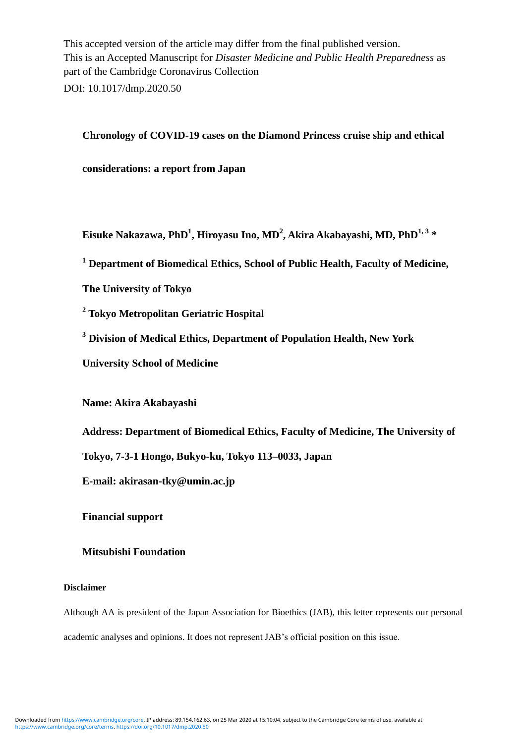This accepted version of the article may differ from the final published version. This is an Accepted Manuscript for *Disaster Medicine and Public Health Preparedness* as part of the Cambridge Coronavirus Collection

DOI: 10.1017/dmp.2020.50

# Chronology of COVID-19 cases on the Diamond Princess cruise ship and ethical considerations: a report from Japan

**Eisuke Nakazawa, PhD[1], Hiroyasu Ino, MD[2], Akira Akabayashi, MD, PhD[1, 3] \***

**[1] Department of Biomedical Ethics, School of Public Health, Faculty of Medicine, The University of Tokyo**

**[2] Tokyo Metropolitan Geriatric Hospital**

**[3] Division of Medical Ethics, Department of Population Health, New York University School of Medicine**

**Name: Akira Akabayashi**

**Address: Department of Biomedical Ethics, Faculty of Medicine, The University of Tokyo, 7-3-1 Hongo, Bukyo-ku, Tokyo 113–0033, Japan**

**E-mail: akirasan-tky@umin.ac.jp**

**Financial support**

**Mitsubishi Foundation**

**Disclaimer**

Although AA is president of the Japan Association for Bioethics (JAB), this letter represents our personal academic analyses and opinions. It does not represent JAB's official position on this issue.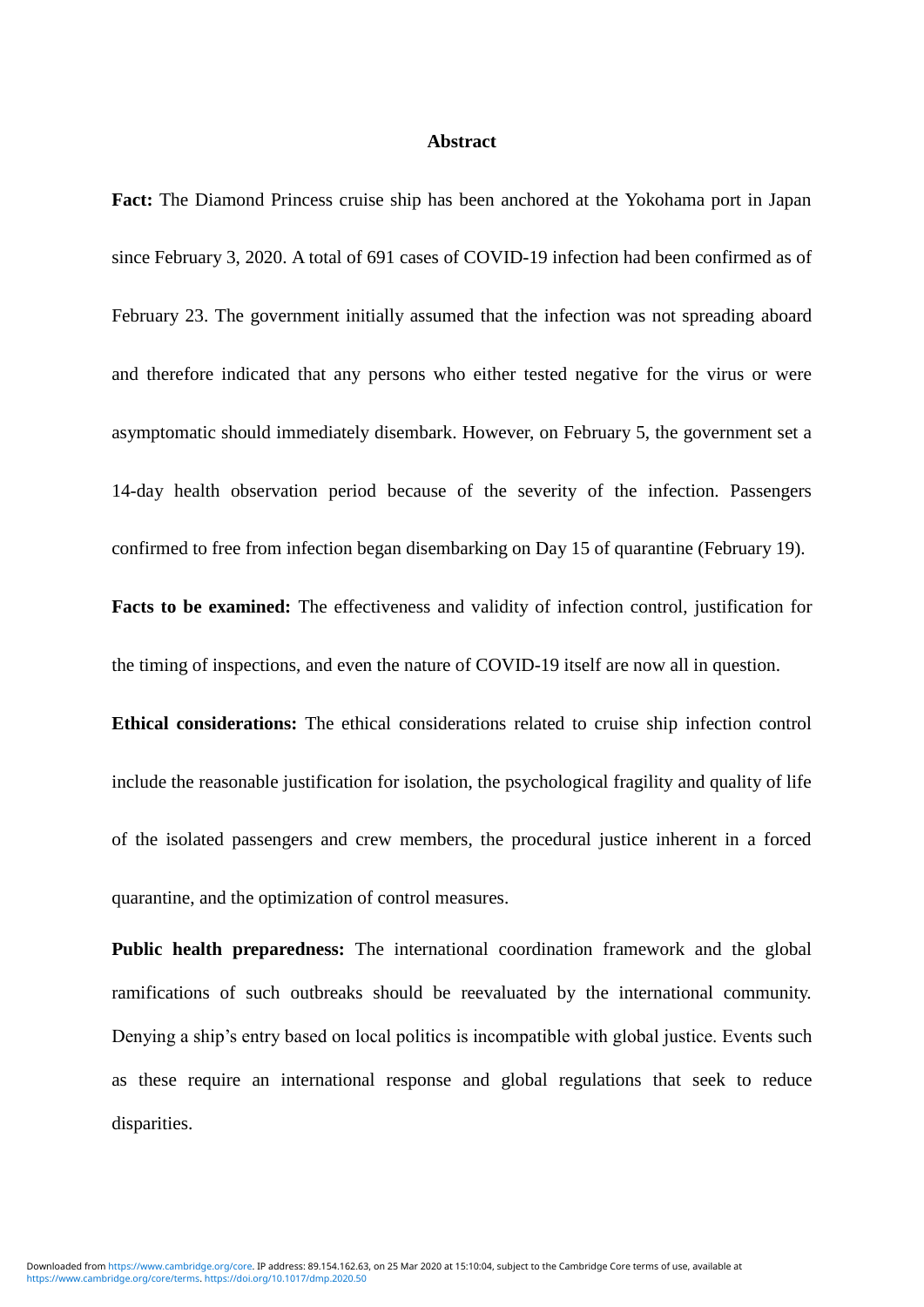# Abstract

**Fact:** The Diamond Princess cruise ship has been anchored at the Yokohama port in Japan since February 3, 2020. A total of 691 cases of COVID-19 infection had been confirmed as of February 23. The government initially assumed that the infection was not spreading aboard and therefore indicated that any persons who either tested negative for the virus or were asymptomatic should immediately disembark. However, on February 5, the government set a 14-day health observation period because of the severity of the infection. Passengers confirmed to free from infection began disembarking on Day 15 of quarantine (February 19).

**Facts to be examined:** The effectiveness and validity of infection control, justification for the timing of inspections, and even the nature of COVID-19 itself are now all in question.

**Ethical considerations:** The ethical considerations related to cruise ship infection control include the reasonable justification for isolation, the psychological fragility and quality of life of the isolated passengers and crew members, the procedural justice inherent in a forced quarantine, and the optimization of control measures.

**Public health preparedness:** The international coordination framework and the global ramifications of such outbreaks should be reevaluated by the international community. Denying a ship's entry based on local politics is incompatible with global justice. Events such as these require an international response and global regulations that seek to reduce disparities.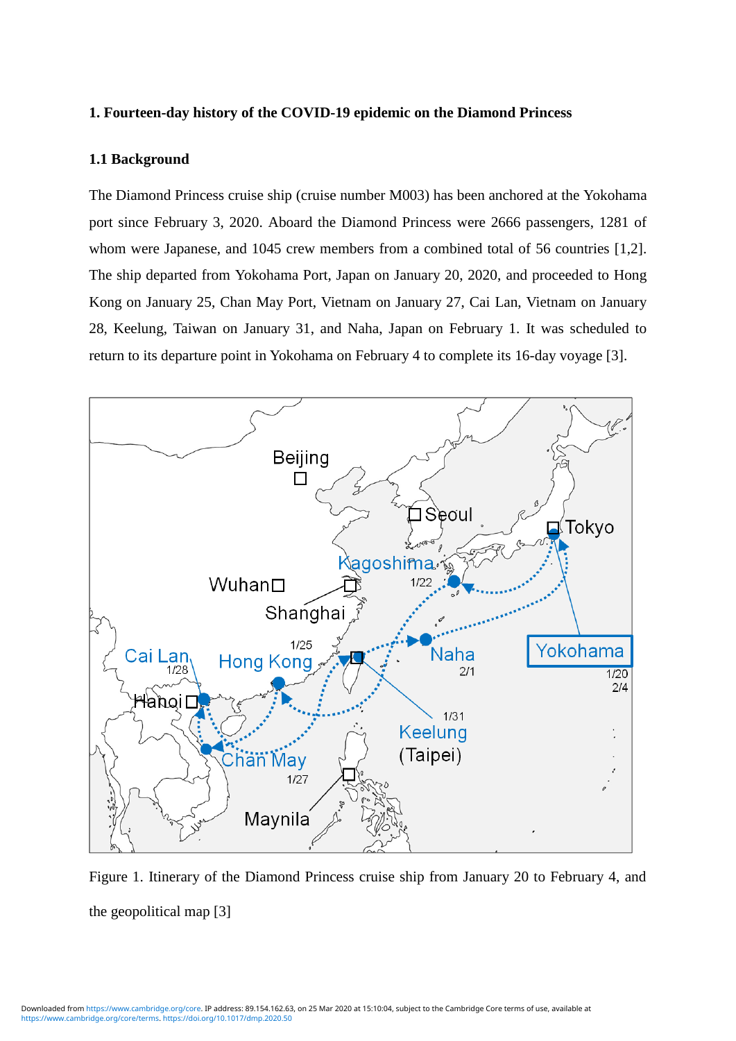## 1. Fourteen-day history of the COVID-19 epidemic on the Diamond Princess

### 1.1 Background

The Diamond Princess cruise ship (cruise number M003) has been anchored at the Yokohama port since February 3, 2020. Aboard the Diamond Princess were 2666 passengers, 1281 of whom were Japanese, and 1045 crew members from a combined total of 56 countries [1,2]. The ship departed from Yokohama Port, Japan on January 20, 2020, and proceeded to Hong Kong on January 25, Chan May Port, Vietnam on January 27, Cai Lan, Vietnam on January 28, Keelung, Taiwan on January 31, and Naha, Japan on February 1. It was scheduled to return to its departure point in Yokohama on February 4 to complete its 16-day voyage [3].

Figure 1. Itinerary of the Diamond Princess cruise ship from January 20 to February 4, and the geopolitical map [3]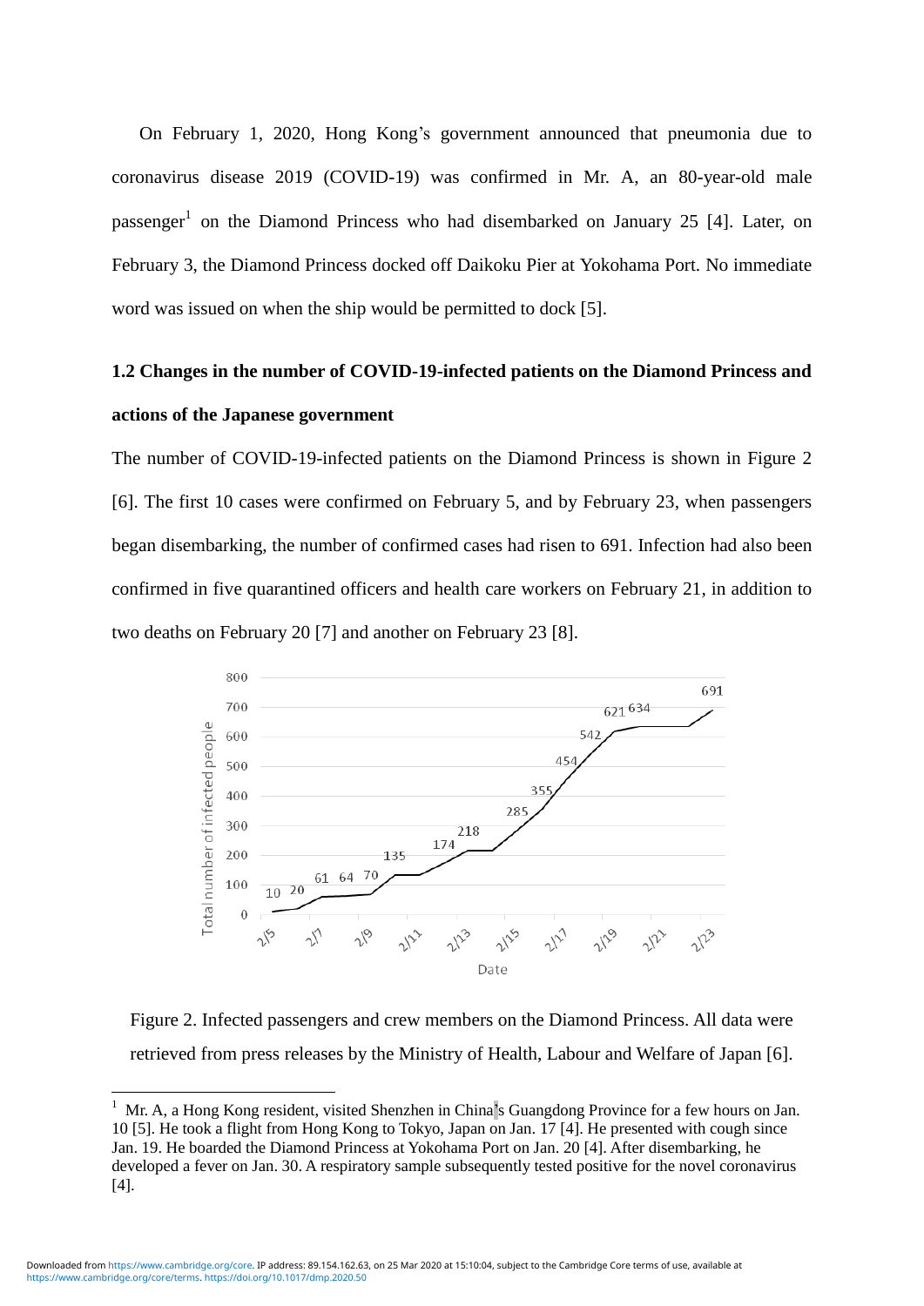On February 1, 2020, Hong Kong's government announced that pneumonia due to coronavirus disease 2019 (COVID-19) was confirmed in Mr. A, an 80-year-old male passenger[1] on the Diamond Princess who had disembarked on January 25 [4]. Later, on February 3, the Diamond Princess docked off Daikoku Pier at Yokohama Port. No immediate word was issued on when the ship would be permitted to dock [5].

### 1.2 Changes in the number of COVID-19-infected patients on the Diamond Princess and actions of the Japanese government

The number of COVID-19-infected patients on the Diamond Princess is shown in Figure 2 [6]. The first 10 cases were confirmed on February 5, and by February 23, when passengers began disembarking, the number of confirmed cases had risen to 691. Infection had also been confirmed in five quarantined officers and health care workers on February 21, in addition to two deaths on February 20 [7] and another on February 23 [8].

Figure 2. Infected passengers and crew members on the Diamond Princess. All data were retrieved from press releases by the Ministry of Health, Labour and Welfare of Japan [6].

[1] Mr. A, a Hong Kong resident, visited Shenzhen in China's Guangdong Province for a few hours on Jan. 10 [5]. He took a flight from Hong Kong to Tokyo, Japan on Jan. 17 [4]. He presented with cough since Jan. 19. He boarded the Diamond Princess at Yokohama Port on Jan. 20 [4]. After disembarking, he developed a fever on Jan. 30. A respiratory sample subsequently tested positive for the novel coronavirus [4].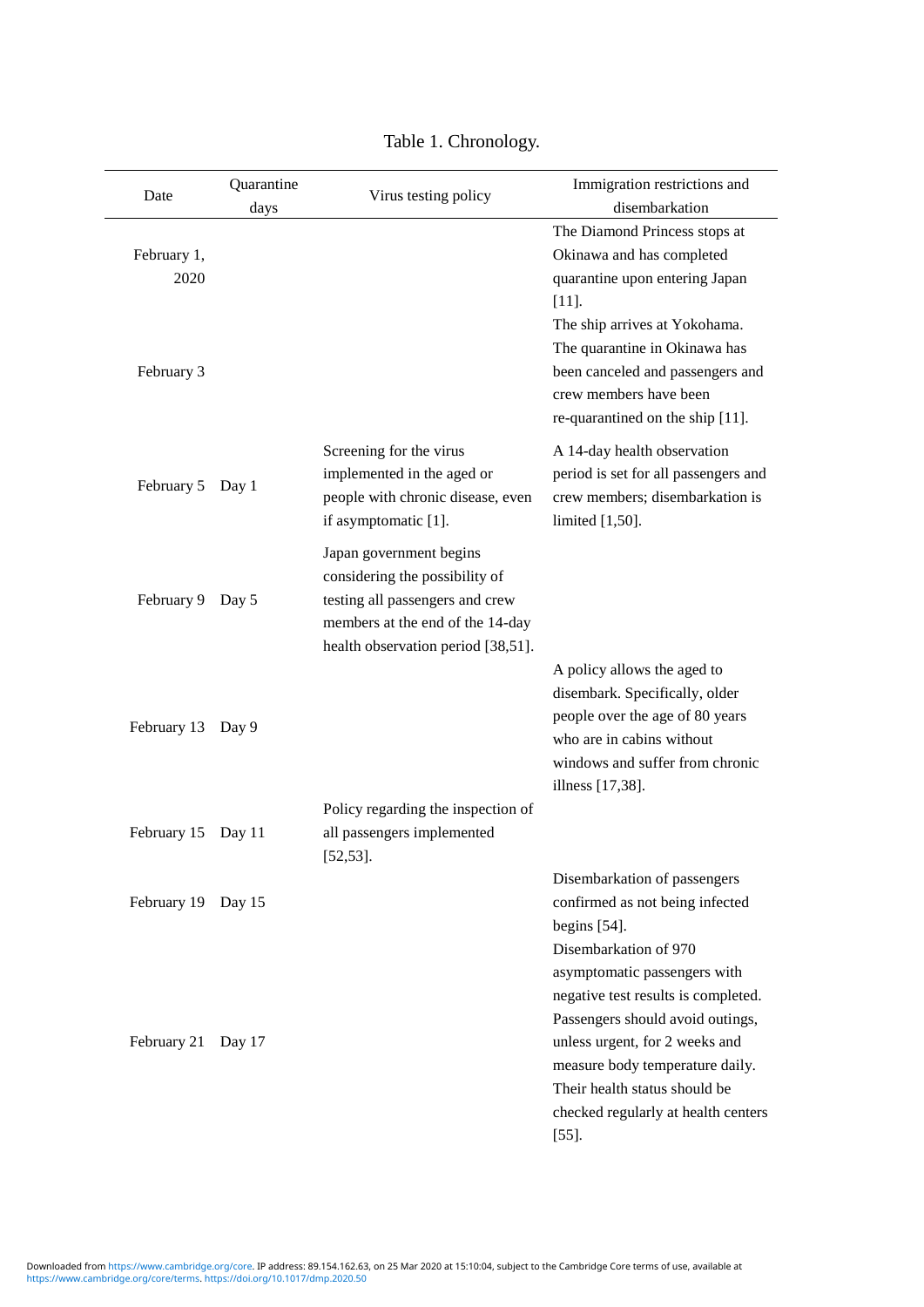Table 1. Chronology.

| Date | Quarantine days | Virus testing policy | Immigration restrictions and disembarkation |
|---|---|---|---|
| February 1, 2020 | | | The Diamond Princess stops at Okinawa and has completed quarantine upon entering Japan [11]. |
| February 3 | | | The ship arrives at Yokohama. The quarantine in Okinawa has been canceled and passengers and crew members have been re-quarantined on the ship [11]. |
| February 5 | Day 1 | Screening for the virus implemented in the aged or people with chronic disease, even if asymptomatic [1]. | A 14-day health observation period is set for all passengers and crew members; disembarkation is limited [1,50]. |
| February 9 | Day 5 | Japan government begins considering the possibility of testing all passengers and crew members at the end of the 14-day health observation period [38,51]. | |
| February 13 | Day 9 | | A policy allows the aged to disembark. Specifically, older people over the age of 80 years who are in cabins without windows and suffer from chronic illness [17,38]. |
| February 15 | Day 11 | Policy regarding the inspection of all passengers implemented [52,53]. | |
| February 19 | Day 15 | | Disembarkation of passengers confirmed as not being infected begins [54]. |
| February 21 | Day 17 | | Disembarkation of 970 asymptomatic passengers with negative test results is completed. Passengers should avoid outings, unless urgent, for 2 weeks and measure body temperature daily. Their health status should be checked regularly at health centers [55]. |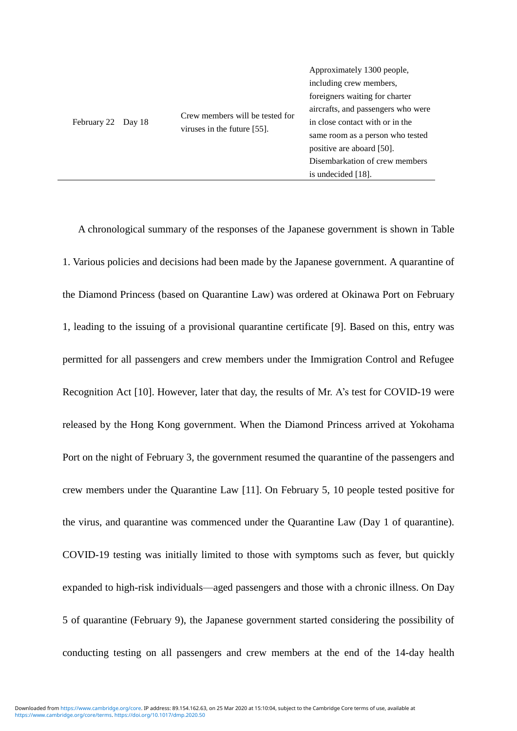| February 22 | Day 18 | Crew members will be tested for viruses in the future [55]. | Approximately 1300 people, including crew members, foreigners waiting for charter aircrafts, and passengers who were in close contact with or in the same room as a person who tested positive are aboard [50]. Disembarkation of crew members is undecided [18]. |
|---|---|---|---|

A chronological summary of the responses of the Japanese government is shown in Table 1. Various policies and decisions had been made by the Japanese government. A quarantine of the Diamond Princess (based on Quarantine Law) was ordered at Okinawa Port on February 1, leading to the issuing of a provisional quarantine certificate [9]. Based on this, entry was permitted for all passengers and crew members under the Immigration Control and Refugee Recognition Act [10]. However, later that day, the results of Mr. A's test for COVID-19 were released by the Hong Kong government. When the Diamond Princess arrived at Yokohama Port on the night of February 3, the government resumed the quarantine of the passengers and crew members under the Quarantine Law [11]. On February 5, 10 people tested positive for the virus, and quarantine was commenced under the Quarantine Law (Day 1 of quarantine). COVID-19 testing was initially limited to those with symptoms such as fever, but quickly expanded to high-risk individuals—aged passengers and those with a chronic illness. On Day 5 of quarantine (February 9), the Japanese government started considering the possibility of conducting testing on all passengers and crew members at the end of the 14-day health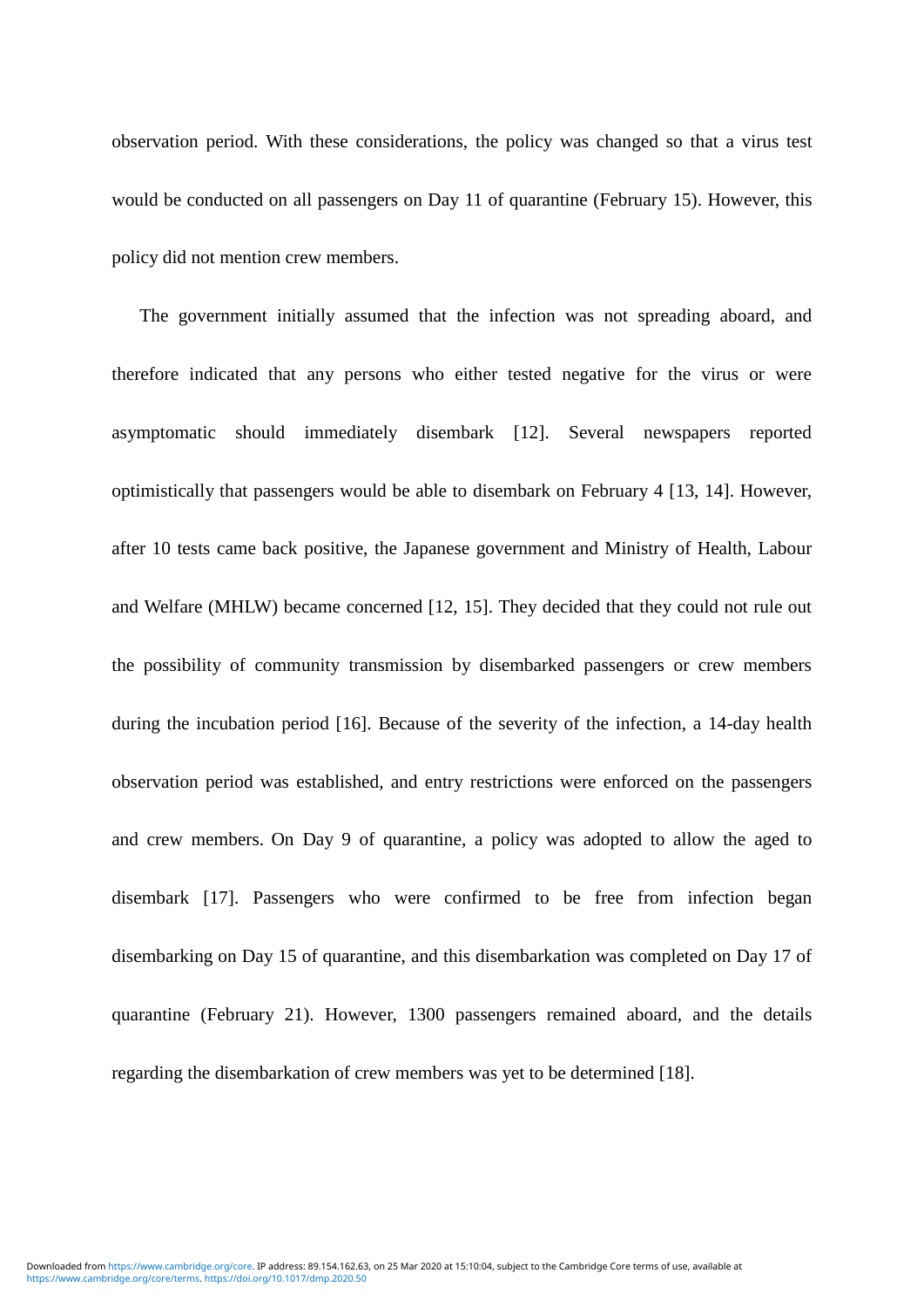observation period. With these considerations, the policy was changed so that a virus test would be conducted on all passengers on Day 11 of quarantine (February 15). However, this policy did not mention crew members.

The government initially assumed that the infection was not spreading aboard, and therefore indicated that any persons who either tested negative for the virus or were asymptomatic should immediately disembark [12]. Several newspapers reported optimistically that passengers would be able to disembark on February 4 [13, 14]. However, after 10 tests came back positive, the Japanese government and Ministry of Health, Labour and Welfare (MHLW) became concerned [12, 15]. They decided that they could not rule out the possibility of community transmission by disembarked passengers or crew members during the incubation period [16]. Because of the severity of the infection, a 14-day health observation period was established, and entry restrictions were enforced on the passengers and crew members. On Day 9 of quarantine, a policy was adopted to allow the aged to disembark [17]. Passengers who were confirmed to be free from infection began disembarking on Day 15 of quarantine, and this disembarkation was completed on Day 17 of quarantine (February 21). However, 1300 passengers remained aboard, and the details regarding the disembarkation of crew members was yet to be determined [18].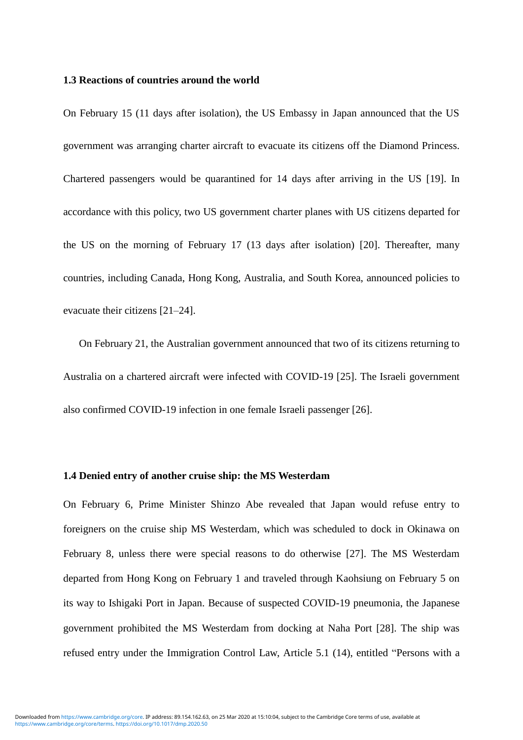### 1.3 Reactions of countries around the world

On February 15 (11 days after isolation), the US Embassy in Japan announced that the US government was arranging charter aircraft to evacuate its citizens off the Diamond Princess. Chartered passengers would be quarantined for 14 days after arriving in the US [19]. In accordance with this policy, two US government charter planes with US citizens departed for the US on the morning of February 17 (13 days after isolation) [20]. Thereafter, many countries, including Canada, Hong Kong, Australia, and South Korea, announced policies to evacuate their citizens [21–24].

On February 21, the Australian government announced that two of its citizens returning to Australia on a chartered aircraft were infected with COVID-19 [25]. The Israeli government also confirmed COVID-19 infection in one female Israeli passenger [26].

### 1.4 Denied entry of another cruise ship: the MS Westerdam

On February 6, Prime Minister Shinzo Abe revealed that Japan would refuse entry to foreigners on the cruise ship MS Westerdam, which was scheduled to dock in Okinawa on February 8, unless there were special reasons to do otherwise [27]. The MS Westerdam departed from Hong Kong on February 1 and traveled through Kaohsiung on February 5 on its way to Ishigaki Port in Japan. Because of suspected COVID-19 pneumonia, the Japanese government prohibited the MS Westerdam from docking at Naha Port [28]. The ship was refused entry under the Immigration Control Law, Article 5.1 (14), entitled "Persons with a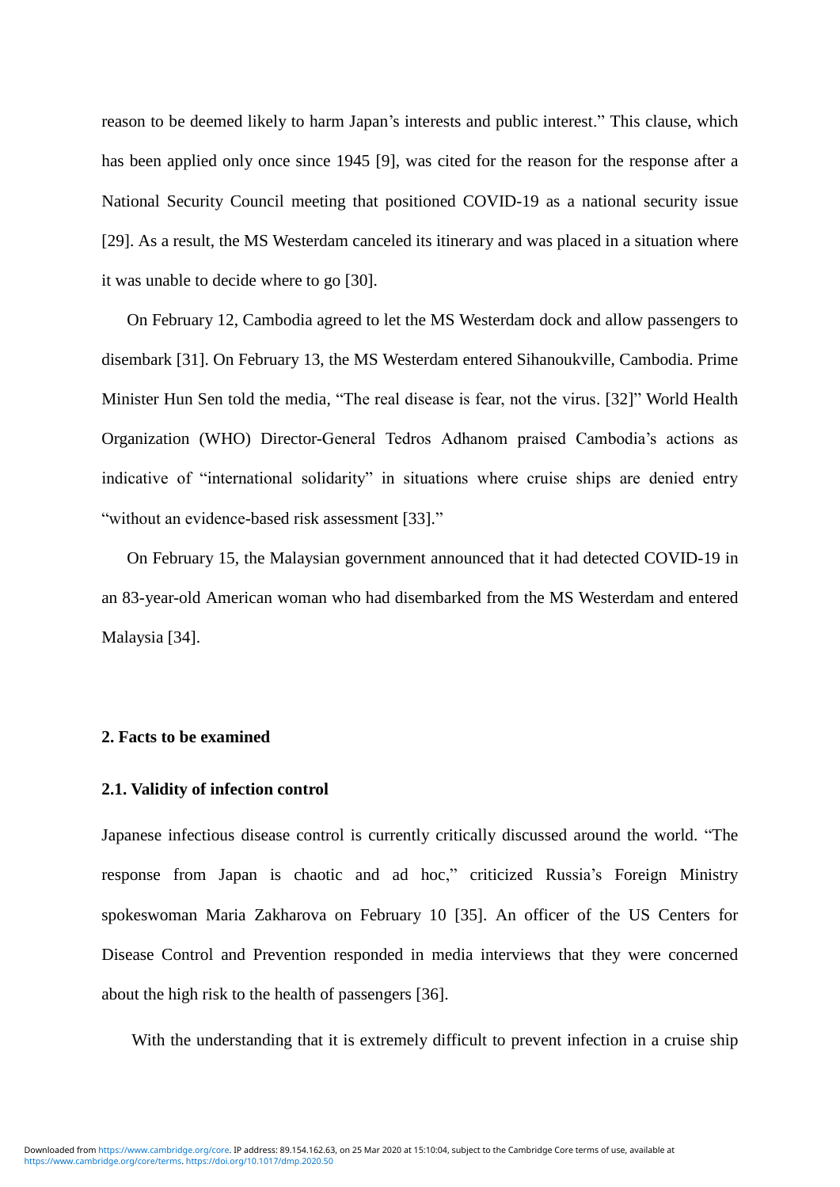reason to be deemed likely to harm Japan's interests and public interest." This clause, which has been applied only once since 1945 [9], was cited for the reason for the response after a National Security Council meeting that positioned COVID-19 as a national security issue [29]. As a result, the MS Westerdam canceled its itinerary and was placed in a situation where it was unable to decide where to go [30].

On February 12, Cambodia agreed to let the MS Westerdam dock and allow passengers to disembark [31]. On February 13, the MS Westerdam entered Sihanoukville, Cambodia. Prime Minister Hun Sen told the media, "The real disease is fear, not the virus. [32]" World Health Organization (WHO) Director-General Tedros Adhanom praised Cambodia's actions as indicative of "international solidarity" in situations where cruise ships are denied entry "without an evidence-based risk assessment [33]."

On February 15, the Malaysian government announced that it had detected COVID-19 in an 83-year-old American woman who had disembarked from the MS Westerdam and entered Malaysia [34].

## 2. Facts to be examined

### 2.1. Validity of infection control

Japanese infectious disease control is currently critically discussed around the world. "The response from Japan is chaotic and ad hoc," criticized Russia's Foreign Ministry spokeswoman Maria Zakharova on February 10 [35]. An officer of the US Centers for Disease Control and Prevention responded in media interviews that they were concerned about the high risk to the health of passengers [36].

With the understanding that it is extremely difficult to prevent infection in a cruise ship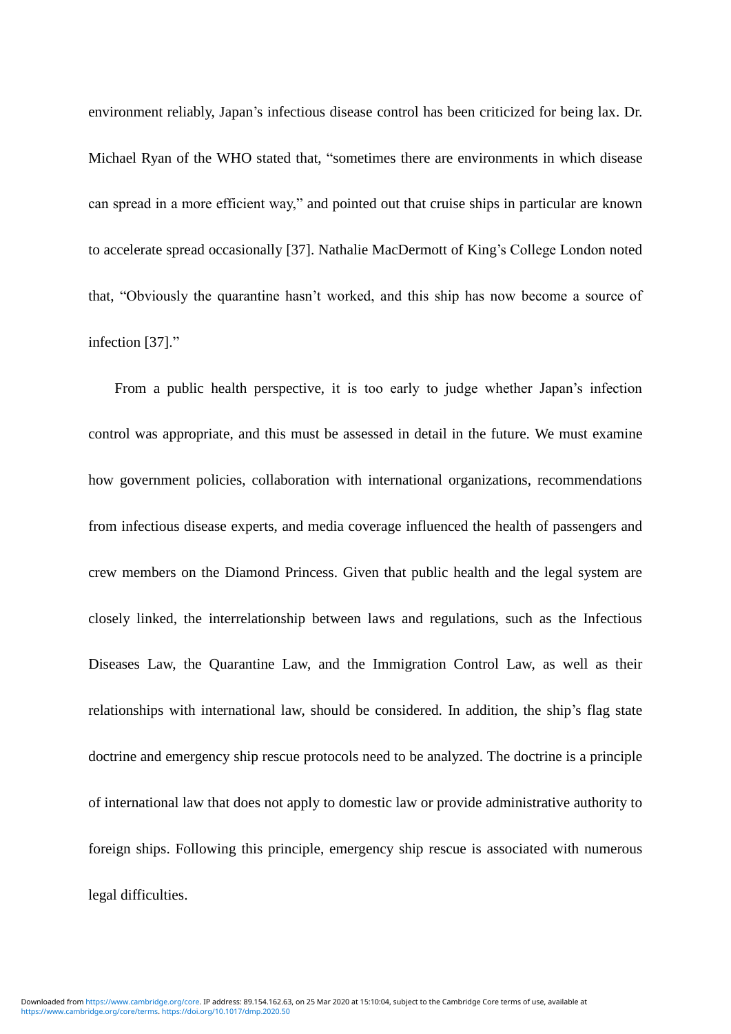environment reliably, Japan's infectious disease control has been criticized for being lax. Dr. Michael Ryan of the WHO stated that, "sometimes there are environments in which disease can spread in a more efficient way," and pointed out that cruise ships in particular are known to accelerate spread occasionally [37]. Nathalie MacDermott of King's College London noted that, "Obviously the quarantine hasn't worked, and this ship has now become a source of infection [37]."

From a public health perspective, it is too early to judge whether Japan's infection control was appropriate, and this must be assessed in detail in the future. We must examine how government policies, collaboration with international organizations, recommendations from infectious disease experts, and media coverage influenced the health of passengers and crew members on the Diamond Princess. Given that public health and the legal system are closely linked, the interrelationship between laws and regulations, such as the Infectious Diseases Law, the Quarantine Law, and the Immigration Control Law, as well as their relationships with international law, should be considered. In addition, the ship's flag state doctrine and emergency ship rescue protocols need to be analyzed. The doctrine is a principle of international law that does not apply to domestic law or provide administrative authority to foreign ships. Following this principle, emergency ship rescue is associated with numerous legal difficulties.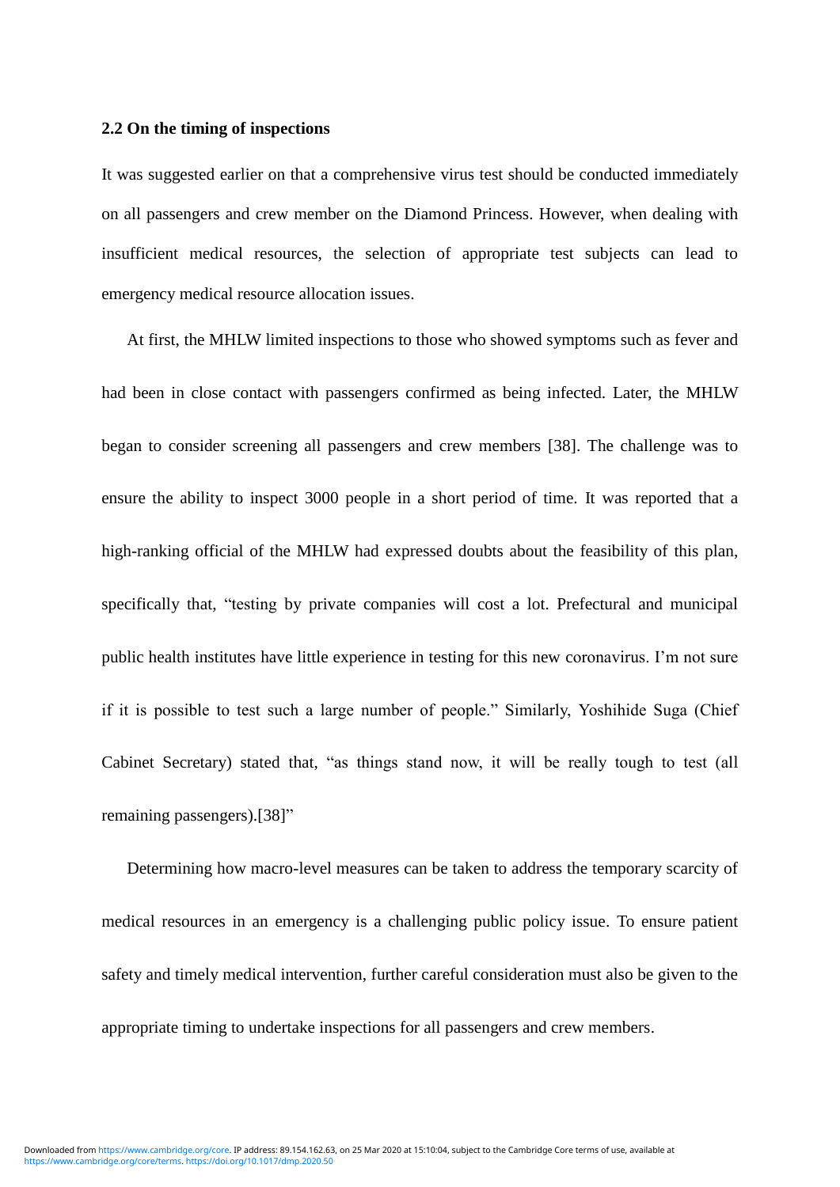## 2.2 On the timing of inspections

It was suggested earlier on that a comprehensive virus test should be conducted immediately on all passengers and crew member on the Diamond Princess. However, when dealing with insufficient medical resources, the selection of appropriate test subjects can lead to emergency medical resource allocation issues.

At first, the MHLW limited inspections to those who showed symptoms such as fever and had been in close contact with passengers confirmed as being infected. Later, the MHLW began to consider screening all passengers and crew members [38]. The challenge was to ensure the ability to inspect 3000 people in a short period of time. It was reported that a high-ranking official of the MHLW had expressed doubts about the feasibility of this plan, specifically that, "testing by private companies will cost a lot. Prefectural and municipal public health institutes have little experience in testing for this new coronavirus. I'm not sure if it is possible to test such a large number of people." Similarly, Yoshihide Suga (Chief Cabinet Secretary) stated that, "as things stand now, it will be really tough to test (all remaining passengers).[38]"

Determining how macro-level measures can be taken to address the temporary scarcity of medical resources in an emergency is a challenging public policy issue. To ensure patient safety and timely medical intervention, further careful consideration must also be given to the appropriate timing to undertake inspections for all passengers and crew members.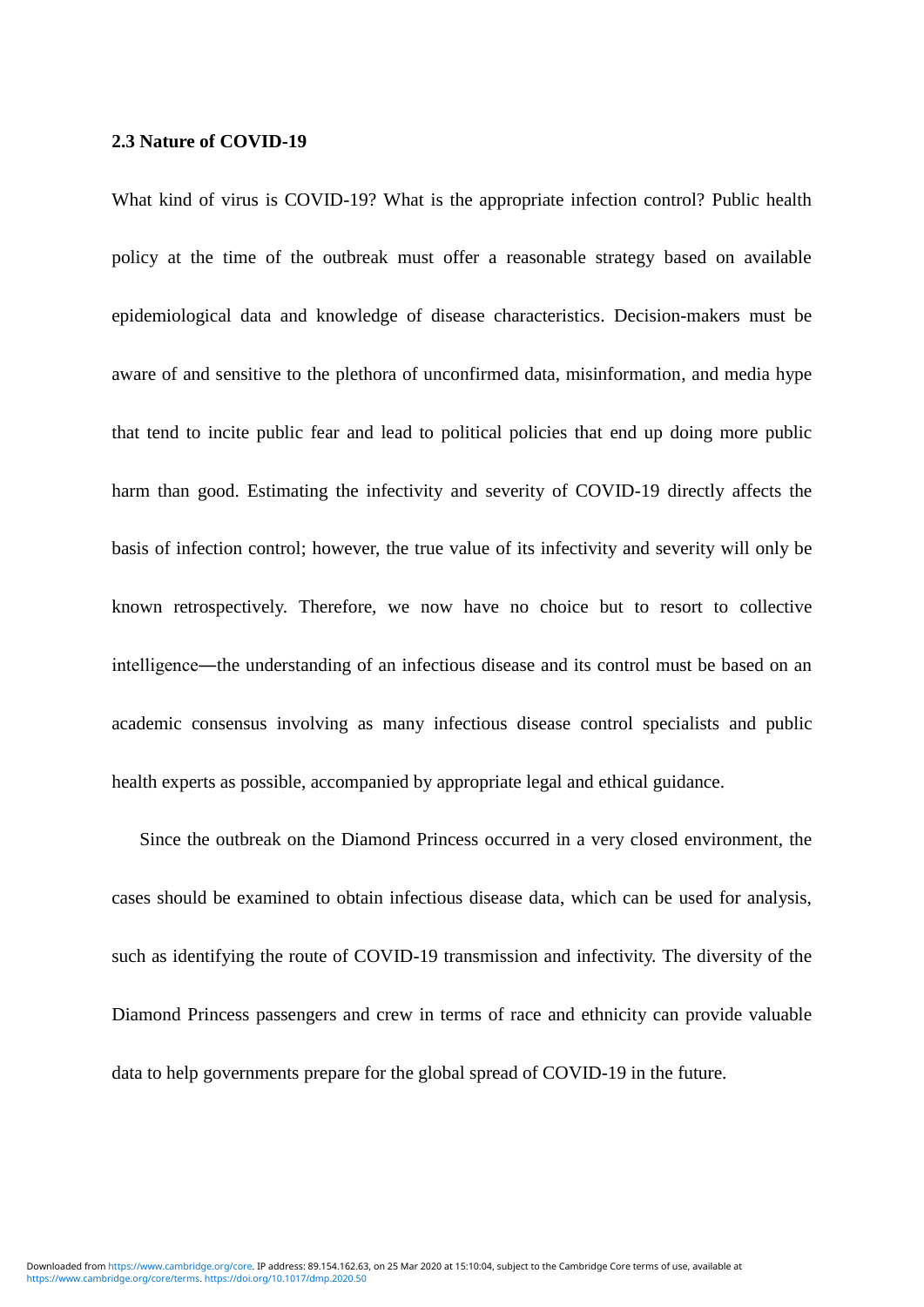### 2.3 Nature of COVID-19

What kind of virus is COVID-19? What is the appropriate infection control? Public health policy at the time of the outbreak must offer a reasonable strategy based on available epidemiological data and knowledge of disease characteristics. Decision-makers must be aware of and sensitive to the plethora of unconfirmed data, misinformation, and media hype that tend to incite public fear and lead to political policies that end up doing more public harm than good. Estimating the infectivity and severity of COVID-19 directly affects the basis of infection control; however, the true value of its infectivity and severity will only be known retrospectively. Therefore, we now have no choice but to resort to collective intelligence—the understanding of an infectious disease and its control must be based on an academic consensus involving as many infectious disease control specialists and public health experts as possible, accompanied by appropriate legal and ethical guidance.

Since the outbreak on the Diamond Princess occurred in a very closed environment, the cases should be examined to obtain infectious disease data, which can be used for analysis, such as identifying the route of COVID-19 transmission and infectivity. The diversity of the Diamond Princess passengers and crew in terms of race and ethnicity can provide valuable data to help governments prepare for the global spread of COVID-19 in the future.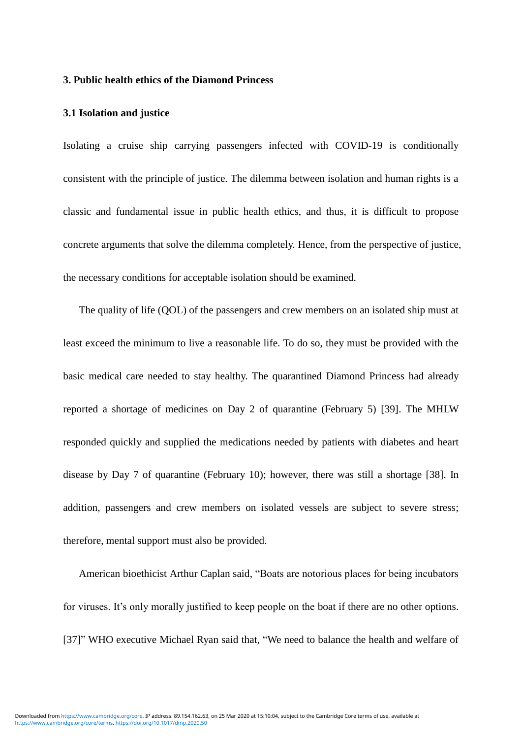## 3. Public health ethics of the Diamond Princess

### 3.1 Isolation and justice

Isolating a cruise ship carrying passengers infected with COVID-19 is conditionally consistent with the principle of justice. The dilemma between isolation and human rights is a classic and fundamental issue in public health ethics, and thus, it is difficult to propose concrete arguments that solve the dilemma completely. Hence, from the perspective of justice, the necessary conditions for acceptable isolation should be examined.

The quality of life (QOL) of the passengers and crew members on an isolated ship must at least exceed the minimum to live a reasonable life. To do so, they must be provided with the basic medical care needed to stay healthy. The quarantined Diamond Princess had already reported a shortage of medicines on Day 2 of quarantine (February 5) [39]. The MHLW responded quickly and supplied the medications needed by patients with diabetes and heart disease by Day 7 of quarantine (February 10); however, there was still a shortage [38]. In addition, passengers and crew members on isolated vessels are subject to severe stress; therefore, mental support must also be provided.

American bioethicist Arthur Caplan said, "Boats are notorious places for being incubators for viruses. It's only morally justified to keep people on the boat if there are no other options. [37]" WHO executive Michael Ryan said that, "We need to balance the health and welfare of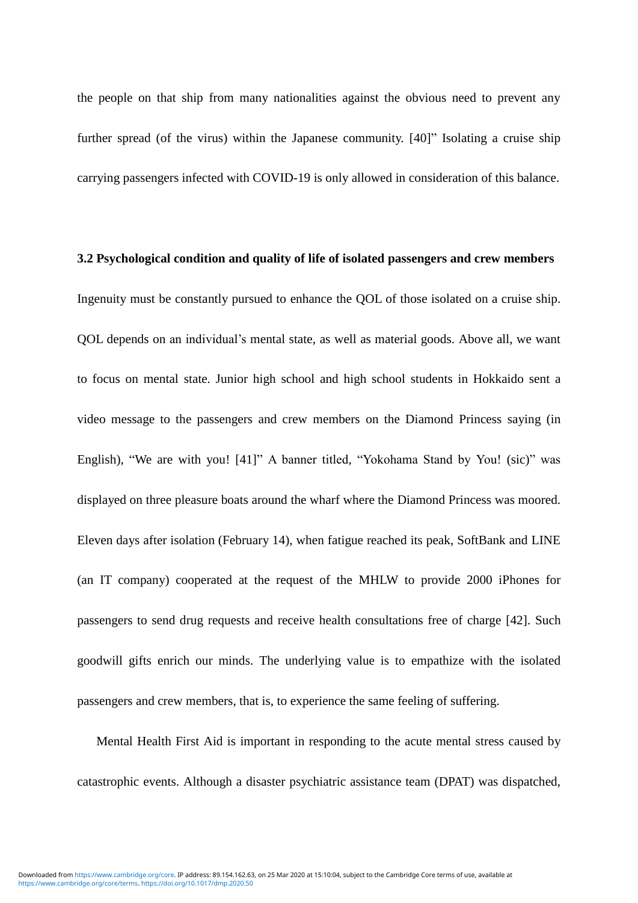the people on that ship from many nationalities against the obvious need to prevent any further spread (of the virus) within the Japanese community. [40]" Isolating a cruise ship carrying passengers infected with COVID-19 is only allowed in consideration of this balance.

### 3.2 Psychological condition and quality of life of isolated passengers and crew members

Ingenuity must be constantly pursued to enhance the QOL of those isolated on a cruise ship. QOL depends on an individual's mental state, as well as material goods. Above all, we want to focus on mental state. Junior high school and high school students in Hokkaido sent a video message to the passengers and crew members on the Diamond Princess saying (in English), "We are with you! [41]" A banner titled, "Yokohama Stand by You! (sic)" was displayed on three pleasure boats around the wharf where the Diamond Princess was moored. Eleven days after isolation (February 14), when fatigue reached its peak, SoftBank and LINE (an IT company) cooperated at the request of the MHLW to provide 2000 iPhones for passengers to send drug requests and receive health consultations free of charge [42]. Such goodwill gifts enrich our minds. The underlying value is to empathize with the isolated passengers and crew members, that is, to experience the same feeling of suffering.

Mental Health First Aid is important in responding to the acute mental stress caused by catastrophic events. Although a disaster psychiatric assistance team (DPAT) was dispatched,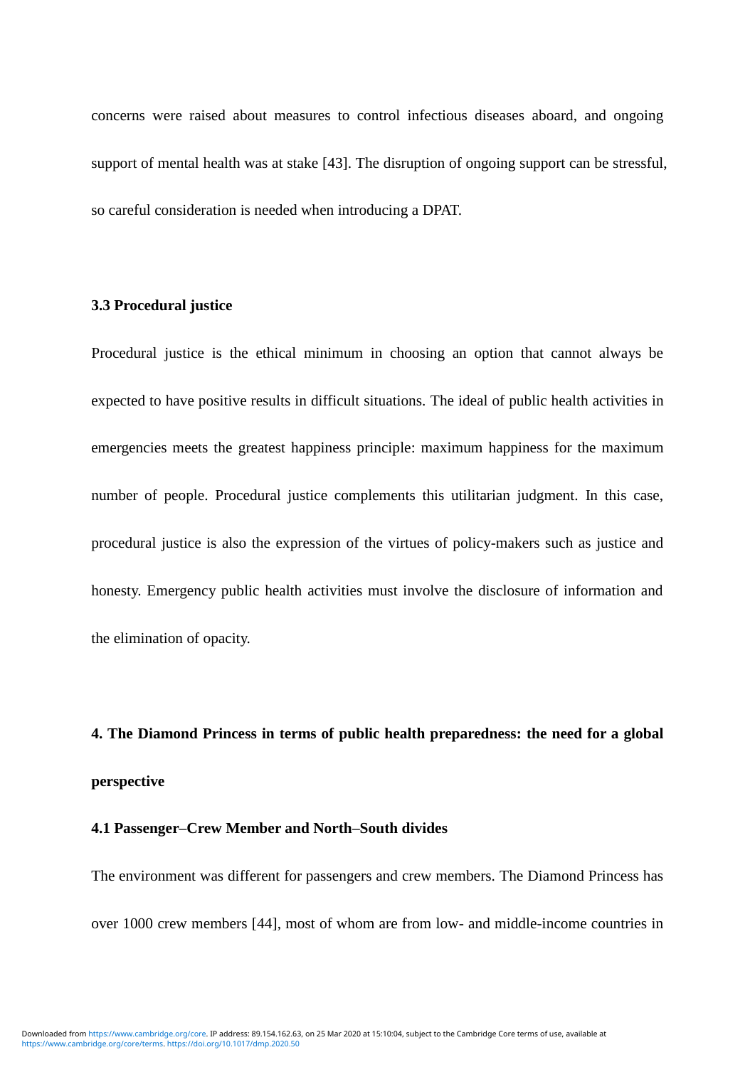concerns were raised about measures to control infectious diseases aboard, and ongoing support of mental health was at stake [43]. The disruption of ongoing support can be stressful, so careful consideration is needed when introducing a DPAT.

### 3.3 Procedural justice

Procedural justice is the ethical minimum in choosing an option that cannot always be expected to have positive results in difficult situations. The ideal of public health activities in emergencies meets the greatest happiness principle: maximum happiness for the maximum number of people. Procedural justice complements this utilitarian judgment. In this case, procedural justice is also the expression of the virtues of policy-makers such as justice and honesty. Emergency public health activities must involve the disclosure of information and the elimination of opacity.

## 4. The Diamond Princess in terms of public health preparedness: the need for a global perspective

### 4.1 Passenger–Crew Member and North–South divides

The environment was different for passengers and crew members. The Diamond Princess has over 1000 crew members [44], most of whom are from low- and middle-income countries in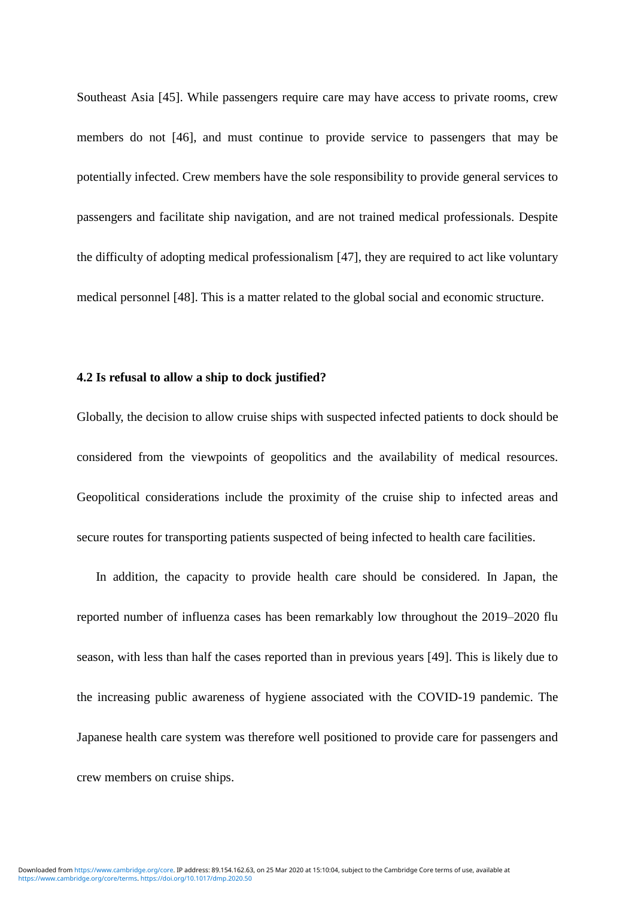Southeast Asia [45]. While passengers require care may have access to private rooms, crew members do not [46], and must continue to provide service to passengers that may be potentially infected. Crew members have the sole responsibility to provide general services to passengers and facilitate ship navigation, and are not trained medical professionals. Despite the difficulty of adopting medical professionalism [47], they are required to act like voluntary medical personnel [48]. This is a matter related to the global social and economic structure.

### 4.2 Is refusal to allow a ship to dock justified?

Globally, the decision to allow cruise ships with suspected infected patients to dock should be considered from the viewpoints of geopolitics and the availability of medical resources. Geopolitical considerations include the proximity of the cruise ship to infected areas and secure routes for transporting patients suspected of being infected to health care facilities.

In addition, the capacity to provide health care should be considered. In Japan, the reported number of influenza cases has been remarkably low throughout the 2019–2020 flu season, with less than half the cases reported than in previous years [49]. This is likely due to the increasing public awareness of hygiene associated with the COVID-19 pandemic. The Japanese health care system was therefore well positioned to provide care for passengers and crew members on cruise ships.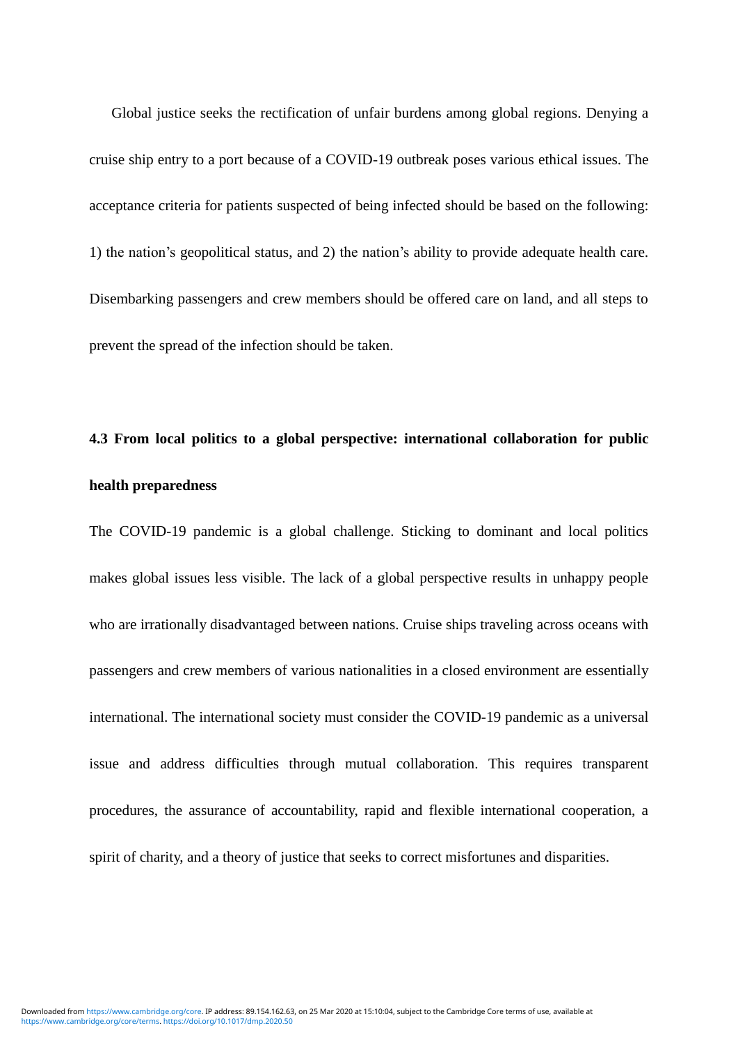Global justice seeks the rectification of unfair burdens among global regions. Denying a cruise ship entry to a port because of a COVID-19 outbreak poses various ethical issues. The acceptance criteria for patients suspected of being infected should be based on the following: 1) the nation's geopolitical status, and 2) the nation's ability to provide adequate health care. Disembarking passengers and crew members should be offered care on land, and all steps to prevent the spread of the infection should be taken.

### 4.3 From local politics to a global perspective: international collaboration for public health preparedness

The COVID-19 pandemic is a global challenge. Sticking to dominant and local politics makes global issues less visible. The lack of a global perspective results in unhappy people who are irrationally disadvantaged between nations. Cruise ships traveling across oceans with passengers and crew members of various nationalities in a closed environment are essentially international. The international society must consider the COVID-19 pandemic as a universal issue and address difficulties through mutual collaboration. This requires transparent procedures, the assurance of accountability, rapid and flexible international cooperation, a spirit of charity, and a theory of justice that seeks to correct misfortunes and disparities.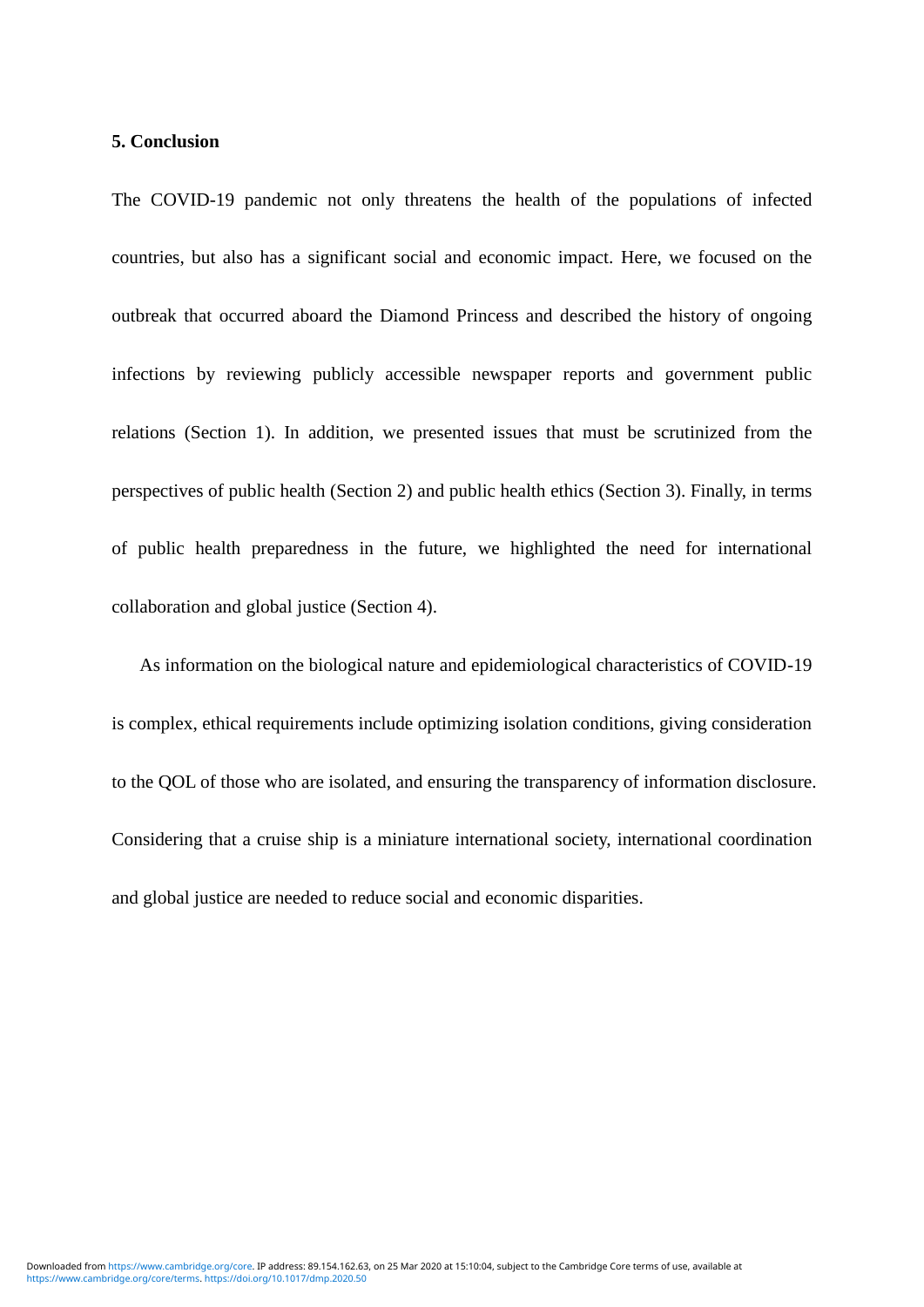## 5. Conclusion

The COVID-19 pandemic not only threatens the health of the populations of infected countries, but also has a significant social and economic impact. Here, we focused on the outbreak that occurred aboard the Diamond Princess and described the history of ongoing infections by reviewing publicly accessible newspaper reports and government public relations (Section 1). In addition, we presented issues that must be scrutinized from the perspectives of public health (Section 2) and public health ethics (Section 3). Finally, in terms of public health preparedness in the future, we highlighted the need for international collaboration and global justice (Section 4).

As information on the biological nature and epidemiological characteristics of COVID-19 is complex, ethical requirements include optimizing isolation conditions, giving consideration to the QOL of those who are isolated, and ensuring the transparency of information disclosure. Considering that a cruise ship is a miniature international society, international coordination and global justice are needed to reduce social and economic disparities.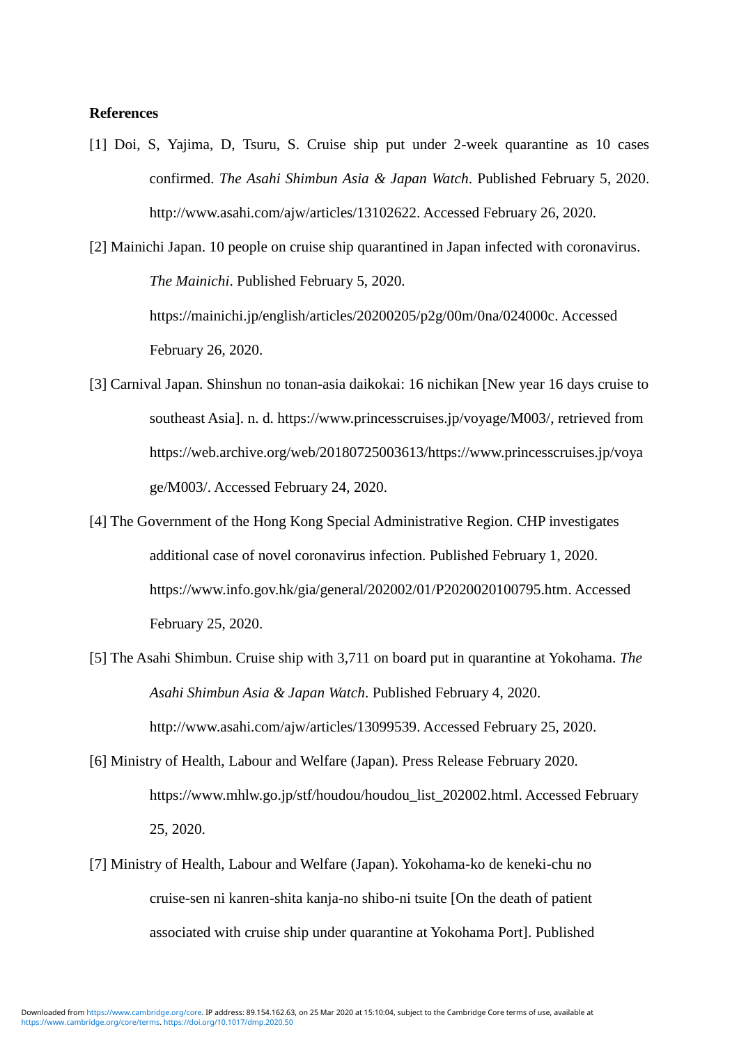**References**

[1] Doi, S, Yajima, D, Tsuru, S. Cruise ship put under 2-week quarantine as 10 cases confirmed. *The Asahi Shimbun Asia & Japan Watch*. Published February 5, 2020. http://www.asahi.com/ajw/articles/13102622. Accessed February 26, 2020.

[2] Mainichi Japan. 10 people on cruise ship quarantined in Japan infected with coronavirus. *The Mainichi*. Published February 5, 2020. https://mainichi.jp/english/articles/20200205/p2g/00m/0na/024000c. Accessed February 26, 2020.

[3] Carnival Japan. Shinshun no tonan-asia daikokai: 16 nichikan [New year 16 days cruise to southeast Asia]. n. d. https://www.princesscruises.jp/voyage/M003/, retrieved from https://web.archive.org/web/20180725003613/https://www.princesscruises.jp/voyage/M003/. Accessed February 24, 2020.

[4] The Government of the Hong Kong Special Administrative Region. CHP investigates additional case of novel coronavirus infection. Published February 1, 2020. https://www.info.gov.hk/gia/general/202002/01/P2020020100795.htm. Accessed February 25, 2020.

[5] The Asahi Shimbun. Cruise ship with 3,711 on board put in quarantine at Yokohama. *The Asahi Shimbun Asia & Japan Watch*. Published February 4, 2020. http://www.asahi.com/ajw/articles/13099539. Accessed February 25, 2020.

[6] Ministry of Health, Labour and Welfare (Japan). Press Release February 2020. https://www.mhlw.go.jp/stf/houdou/houdou_list_202002.html. Accessed February 25, 2020.

[7] Ministry of Health, Labour and Welfare (Japan). Yokohama-ko de keneki-chu no cruise-sen ni kanren-shita kanja-no shibo-ni tsuite [On the death of patient associated with cruise ship under quarantine at Yokohama Port]. Published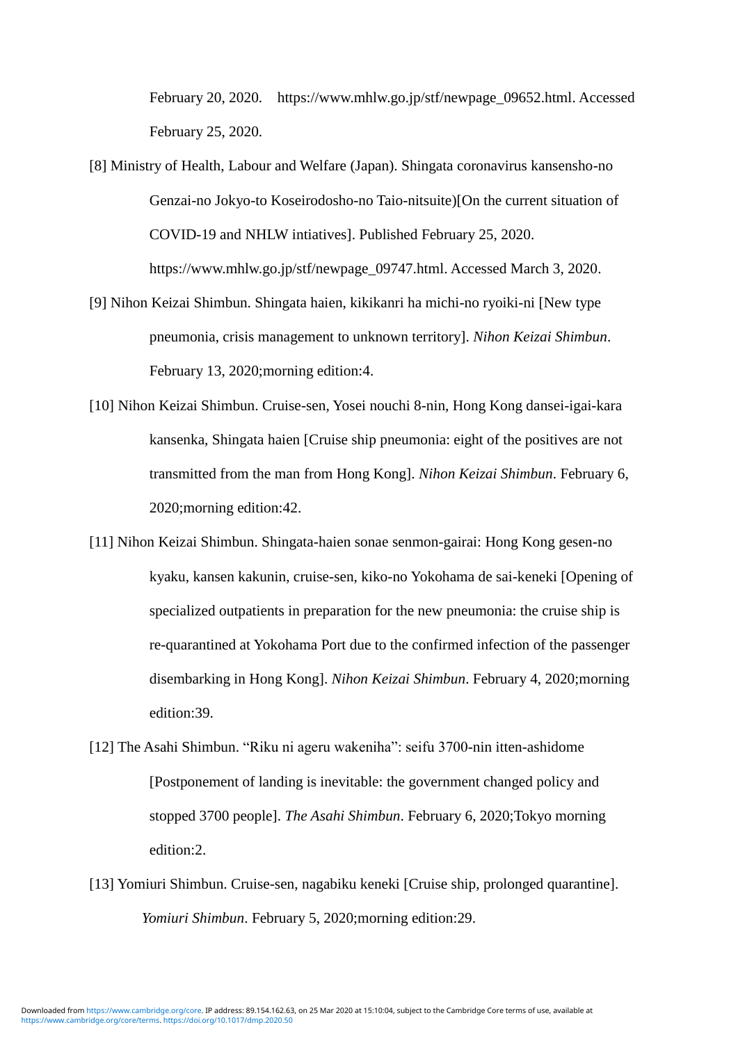February 20, 2020. https://www.mhlw.go.jp/stf/newpage_09652.html. Accessed February 25, 2020.

[8] Ministry of Health, Labour and Welfare (Japan). Shingata coronavirus kansensho-no Genzai-no Jokyo-to Koseirodosho-no Taio-nitsuite)[On the current situation of COVID-19 and NHLW intiatives]. Published February 25, 2020. https://www.mhlw.go.jp/stf/newpage_09747.html. Accessed March 3, 2020.

[9] Nihon Keizai Shimbun. Shingata haien, kikikanri ha michi-no ryoiki-ni [New type pneumonia, crisis management to unknown territory]. *Nihon Keizai Shimbun*. February 13, 2020;morning edition:4.

[10] Nihon Keizai Shimbun. Cruise-sen, Yosei nouchi 8-nin, Hong Kong dansei-igai-kara kansenka, Shingata haien [Cruise ship pneumonia: eight of the positives are not transmitted from the man from Hong Kong]. *Nihon Keizai Shimbun*. February 6, 2020;morning edition:42.

[11] Nihon Keizai Shimbun. Shingata-haien sonae senmon-gairai: Hong Kong gesen-no kyaku, kansen kakunin, cruise-sen, kiko-no Yokohama de sai-keneki [Opening of specialized outpatients in preparation for the new pneumonia: the cruise ship is re-quarantined at Yokohama Port due to the confirmed infection of the passenger disembarking in Hong Kong]. *Nihon Keizai Shimbun*. February 4, 2020;morning edition:39.

[12] The Asahi Shimbun. "Riku ni ageru wakeniha": seifu 3700-nin itten-ashidome [Postponement of landing is inevitable: the government changed policy and stopped 3700 people]. *The Asahi Shimbun*. February 6, 2020;Tokyo morning edition:2.

[13] Yomiuri Shimbun. Cruise-sen, nagabiku keneki [Cruise ship, prolonged quarantine]. *Yomiuri Shimbun*. February 5, 2020;morning edition:29.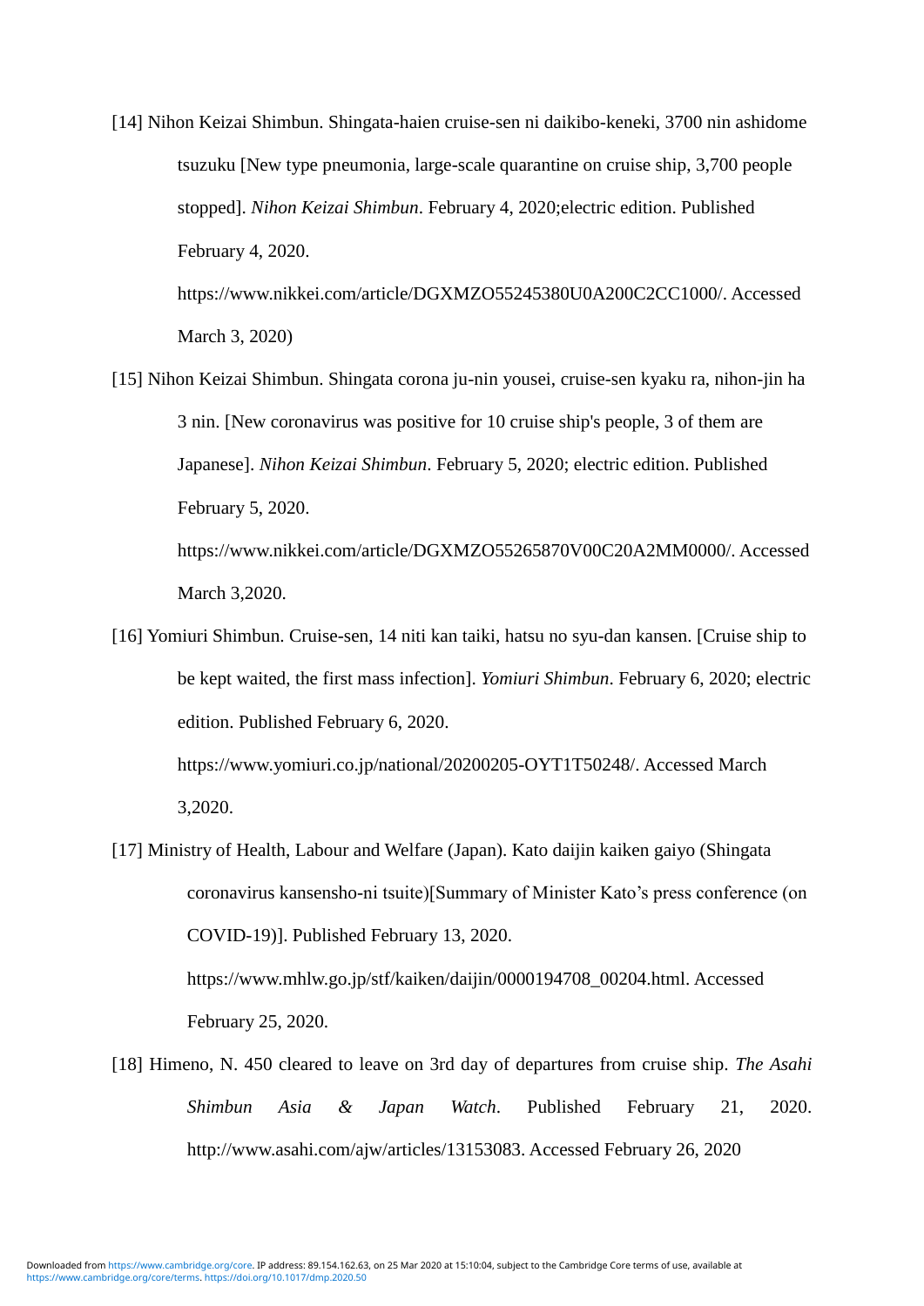[14] Nihon Keizai Shimbun. Shingata-haien cruise-sen ni daikibo-keneki, 3700 nin ashidome tsuzuku [New type pneumonia, large-scale quarantine on cruise ship, 3,700 people stopped]. *Nihon Keizai Shimbun*. February 4, 2020;electric edition. Published February 4, 2020. https://www.nikkei.com/article/DGXMZO55245380U0A200C2CC1000/. Accessed March 3, 2020)

[15] Nihon Keizai Shimbun. Shingata corona ju-nin yousei, cruise-sen kyaku ra, nihon-jin ha 3 nin. [New coronavirus was positive for 10 cruise ship's people, 3 of them are Japanese]. *Nihon Keizai Shimbun*. February 5, 2020; electric edition. Published February 5, 2020. https://www.nikkei.com/article/DGXMZO55265870V00C20A2MM0000/. Accessed March 3,2020.

[16] Yomiuri Shimbun. Cruise-sen, 14 niti kan taiki, hatsu no syu-dan kansen. [Cruise ship to be kept waited, the first mass infection]. *Yomiuri Shimbun*. February 6, 2020; electric edition. Published February 6, 2020. https://www.yomiuri.co.jp/national/20200205-OYT1T50248/. Accessed March 3,2020.

[17] Ministry of Health, Labour and Welfare (Japan). Kato daijin kaiken gaiyo (Shingata coronavirus kansensho-ni tsuite)[Summary of Minister Kato's press conference (on COVID-19)]. Published February 13, 2020. https://www.mhlw.go.jp/stf/kaiken/daijin/0000194708_00204.html. Accessed February 25, 2020.

[18] Himeno, N. 450 cleared to leave on 3rd day of departures from cruise ship. *The Asahi Shimbun Asia & Japan Watch*. Published February 21, 2020. http://www.asahi.com/ajw/articles/13153083. Accessed February 26, 2020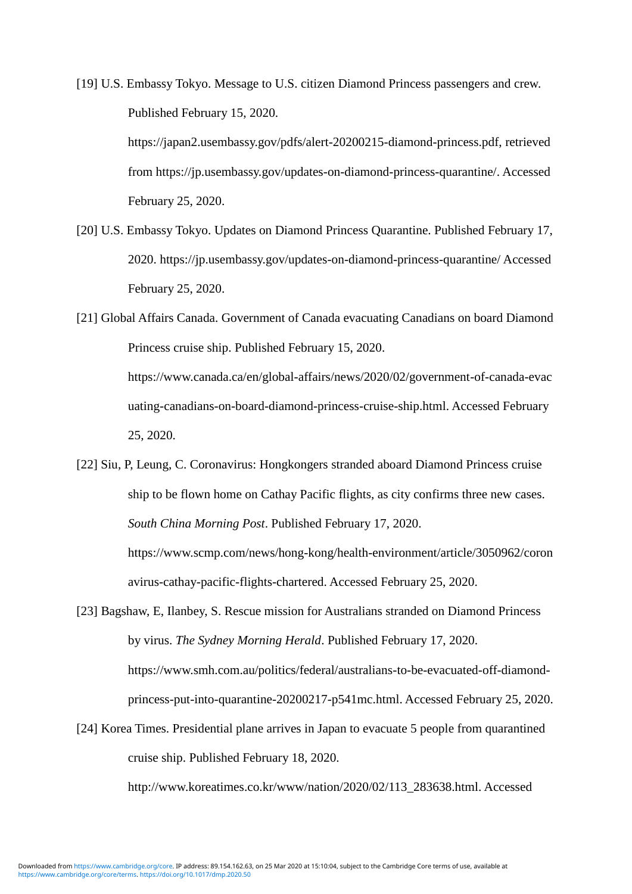[19] U.S. Embassy Tokyo. Message to U.S. citizen Diamond Princess passengers and crew. Published February 15, 2020. https://japan2.usembassy.gov/pdfs/alert-20200215-diamond-princess.pdf, retrieved from https://jp.usembassy.gov/updates-on-diamond-princess-quarantine/. Accessed February 25, 2020.

[20] U.S. Embassy Tokyo. Updates on Diamond Princess Quarantine. Published February 17, 2020. https://jp.usembassy.gov/updates-on-diamond-princess-quarantine/ Accessed February 25, 2020.

[21] Global Affairs Canada. Government of Canada evacuating Canadians on board Diamond Princess cruise ship. Published February 15, 2020. https://www.canada.ca/en/global-affairs/news/2020/02/government-of-canada-evacuating-canadians-on-board-diamond-princess-cruise-ship.html. Accessed February 25, 2020.

[22] Siu, P, Leung, C. Coronavirus: Hongkongers stranded aboard Diamond Princess cruise ship to be flown home on Cathay Pacific flights, as city confirms three new cases. *South China Morning Post*. Published February 17, 2020. https://www.scmp.com/news/hong-kong/health-environment/article/3050962/coronavirus-cathay-pacific-flights-chartered. Accessed February 25, 2020.

[23] Bagshaw, E, Ilanbey, S. Rescue mission for Australians stranded on Diamond Princess by virus. *The Sydney Morning Herald*. Published February 17, 2020. https://www.smh.com.au/politics/federal/australians-to-be-evacuated-off-diamond-princess-put-into-quarantine-20200217-p541mc.html. Accessed February 25, 2020.

[24] Korea Times. Presidential plane arrives in Japan to evacuate 5 people from quarantined cruise ship. Published February 18, 2020. http://www.koreatimes.co.kr/www/nation/2020/02/113_283638.html. Accessed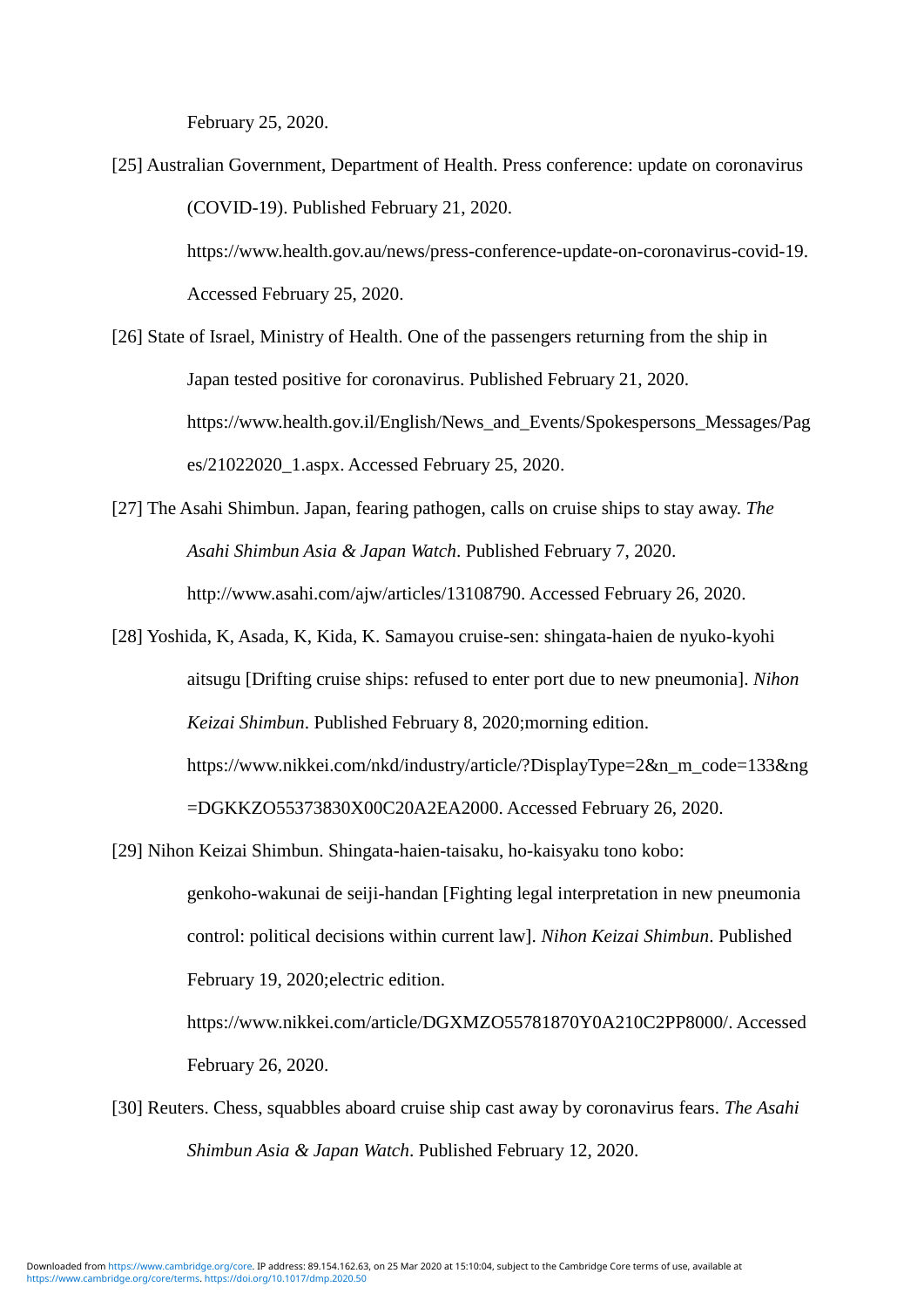February 25, 2020.

[25] Australian Government, Department of Health. Press conference: update on coronavirus (COVID-19). Published February 21, 2020. https://www.health.gov.au/news/press-conference-update-on-coronavirus-covid-19. Accessed February 25, 2020.

[26] State of Israel, Ministry of Health. One of the passengers returning from the ship in Japan tested positive for coronavirus. Published February 21, 2020. https://www.health.gov.il/English/News_and_Events/Spokespersons_Messages/Pages/21022020_1.aspx. Accessed February 25, 2020.

[27] The Asahi Shimbun. Japan, fearing pathogen, calls on cruise ships to stay away. *The Asahi Shimbun Asia & Japan Watch*. Published February 7, 2020. http://www.asahi.com/ajw/articles/13108790. Accessed February 26, 2020.

[28] Yoshida, K, Asada, K, Kida, K. Samayou cruise-sen: shingata-haien de nyuko-kyohi aitsugu [Drifting cruise ships: refused to enter port due to new pneumonia]. *Nihon Keizai Shimbun*. Published February 8, 2020;morning edition. https://www.nikkei.com/nkd/industry/article/?DisplayType=2&n_m_code=133&ng=DGKKZO55373830X00C20A2EA2000. Accessed February 26, 2020.

[29] Nihon Keizai Shimbun. Shingata-haien-taisaku, ho-kaisyaku tono kobo: genkoho-wakunai de seiji-handan [Fighting legal interpretation in new pneumonia control: political decisions within current law]. *Nihon Keizai Shimbun*. Published February 19, 2020;electric edition. https://www.nikkei.com/article/DGXMZO55781870Y0A210C2PP8000/. Accessed February 26, 2020.

[30] Reuters. Chess, squabbles aboard cruise ship cast away by coronavirus fears. *The Asahi Shimbun Asia & Japan Watch*. Published February 12, 2020.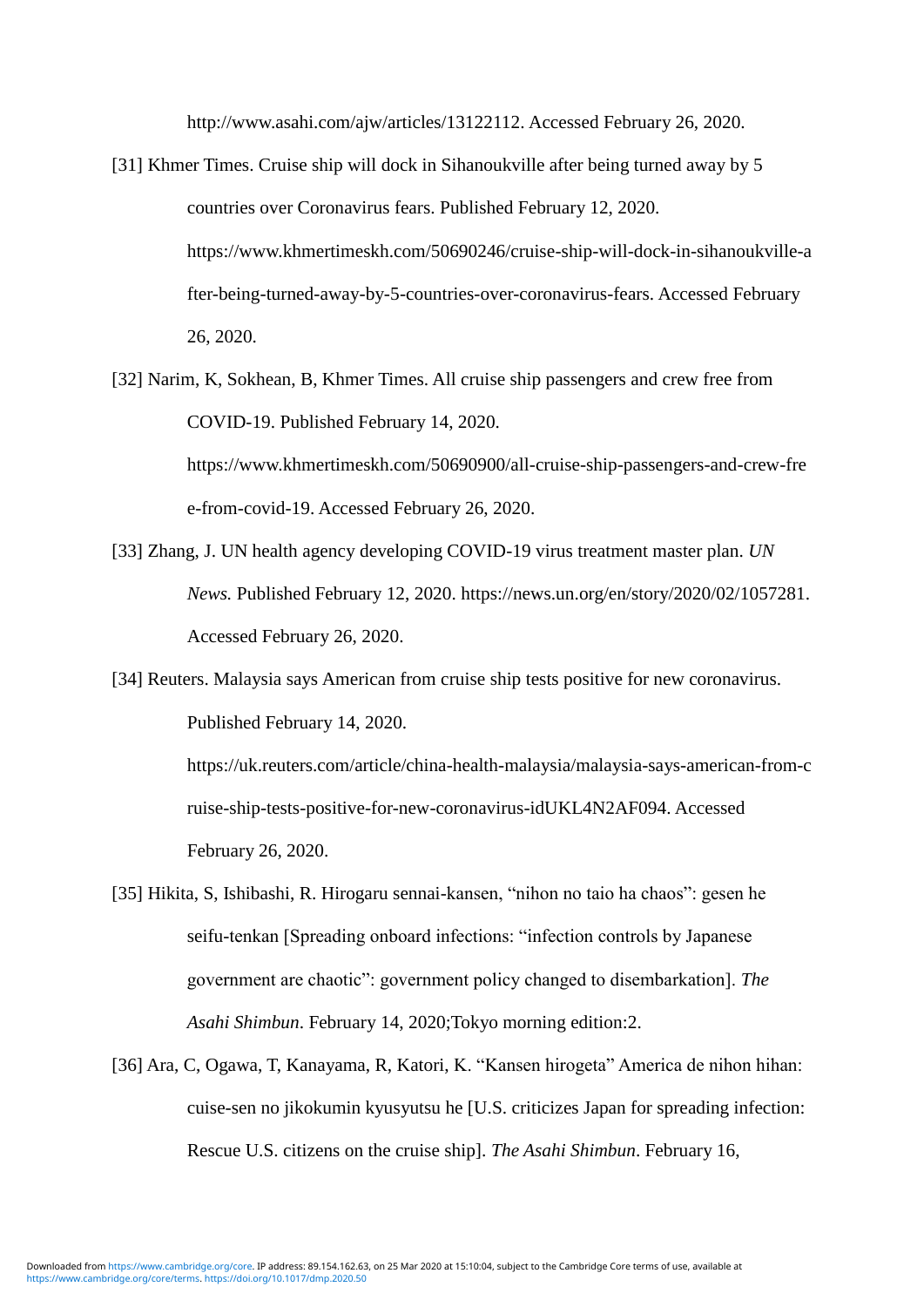http://www.asahi.com/ajw/articles/13122112. Accessed February 26, 2020.

[31] Khmer Times. Cruise ship will dock in Sihanoukville after being turned away by 5 countries over Coronavirus fears. Published February 12, 2020. https://www.khmertimeskh.com/50690246/cruise-ship-will-dock-in-sihanoukville-after-being-turned-away-by-5-countries-over-coronavirus-fears. Accessed February 26, 2020.

[32] Narim, K, Sokhean, B, Khmer Times. All cruise ship passengers and crew free from COVID-19. Published February 14, 2020. https://www.khmertimeskh.com/50690900/all-cruise-ship-passengers-and-crew-free-from-covid-19. Accessed February 26, 2020.

[33] Zhang, J. UN health agency developing COVID-19 virus treatment master plan. *UN News.* Published February 12, 2020. https://news.un.org/en/story/2020/02/1057281. Accessed February 26, 2020.

[34] Reuters. Malaysia says American from cruise ship tests positive for new coronavirus. Published February 14, 2020. https://uk.reuters.com/article/china-health-malaysia/malaysia-says-american-from-cruise-ship-tests-positive-for-new-coronavirus-idUKL4N2AF094. Accessed February 26, 2020.

[35] Hikita, S, Ishibashi, R. Hirogaru sennai-kansen, "nihon no taio ha chaos": gesen he seifu-tenkan [Spreading onboard infections: "infection controls by Japanese government are chaotic": government policy changed to disembarkation]. *The Asahi Shimbun*. February 14, 2020;Tokyo morning edition:2.

[36] Ara, C, Ogawa, T, Kanayama, R, Katori, K. "Kansen hirogeta" America de nihon hihan: cuise-sen no jikokumin kyusyutsu he [U.S. criticizes Japan for spreading infection: Rescue U.S. citizens on the cruise ship]. *The Asahi Shimbun*. February 16,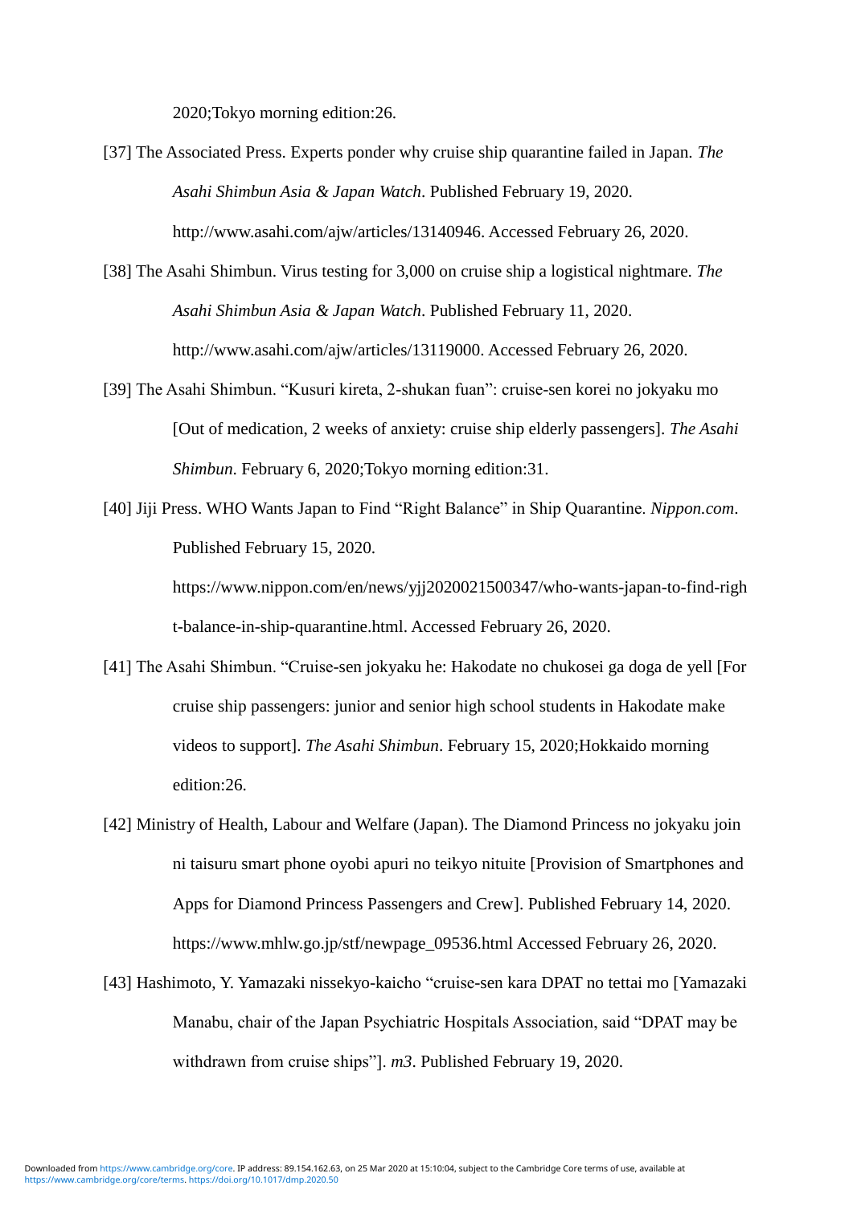2020;Tokyo morning edition:26.

[37] The Associated Press. Experts ponder why cruise ship quarantine failed in Japan. *The Asahi Shimbun Asia & Japan Watch*. Published February 19, 2020. http://www.asahi.com/ajw/articles/13140946. Accessed February 26, 2020.

[38] The Asahi Shimbun. Virus testing for 3,000 on cruise ship a logistical nightmare. *The Asahi Shimbun Asia & Japan Watch*. Published February 11, 2020. http://www.asahi.com/ajw/articles/13119000. Accessed February 26, 2020.

[39] The Asahi Shimbun. “Kusuri kireta, 2-shukan fuan”: cruise-sen korei no jokyaku mo [Out of medication, 2 weeks of anxiety: cruise ship elderly passengers]. *The Asahi Shimbun*. February 6, 2020;Tokyo morning edition:31.

[40] Jiji Press. WHO Wants Japan to Find “Right Balance” in Ship Quarantine. *Nippon.com*. Published February 15, 2020. https://www.nippon.com/en/news/yjj2020021500347/who-wants-japan-to-find-right-balance-in-ship-quarantine.html. Accessed February 26, 2020.

[41] The Asahi Shimbun. “Cruise-sen jokyaku he: Hakodate no chukosei ga doga de yell [For cruise ship passengers: junior and senior high school students in Hakodate make videos to support]. *The Asahi Shimbun*. February 15, 2020;Hokkaido morning edition:26.

[42] Ministry of Health, Labour and Welfare (Japan). The Diamond Princess no jokyaku join ni taisuru smart phone oyobi apuri no teikyo nituite [Provision of Smartphones and Apps for Diamond Princess Passengers and Crew]. Published February 14, 2020. https://www.mhlw.go.jp/stf/newpage_09536.html Accessed February 26, 2020.

[43] Hashimoto, Y. Yamazaki nissekyo-kaicho “cruise-sen kara DPAT no tettai mo [Yamazaki Manabu, chair of the Japan Psychiatric Hospitals Association, said “DPAT may be withdrawn from cruise ships”]. *m3*. Published February 19, 2020.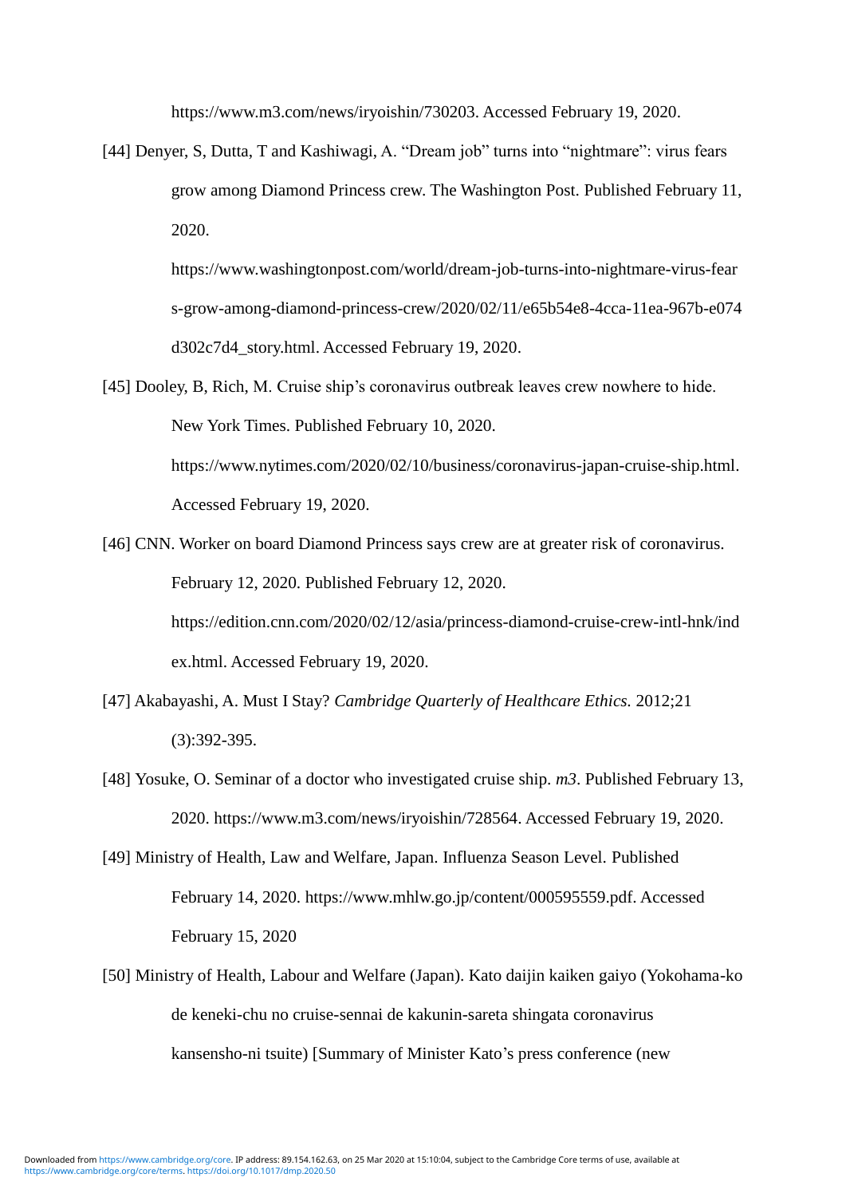https://www.m3.com/news/iryoishin/730203. Accessed February 19, 2020.

[44] Denyer, S, Dutta, T and Kashiwagi, A. "Dream job" turns into "nightmare": virus fears grow among Diamond Princess crew. The Washington Post. Published February 11, 2020. https://www.washingtonpost.com/world/dream-job-turns-into-nightmare-virus-fears-grow-among-diamond-princess-crew/2020/02/11/e65b54e8-4cca-11ea-967b-e074d302c7d4_story.html. Accessed February 19, 2020.

[45] Dooley, B, Rich, M. Cruise ship's coronavirus outbreak leaves crew nowhere to hide. New York Times. Published February 10, 2020. https://www.nytimes.com/2020/02/10/business/coronavirus-japan-cruise-ship.html. Accessed February 19, 2020.

[46] CNN. Worker on board Diamond Princess says crew are at greater risk of coronavirus. February 12, 2020. Published February 12, 2020. https://edition.cnn.com/2020/02/12/asia/princess-diamond-cruise-crew-intl-hnk/index.html. Accessed February 19, 2020.

[47] Akabayashi, A. Must I Stay? *Cambridge Quarterly of Healthcare Ethics.* 2012;21 (3):392-395.

[48] Yosuke, O. Seminar of a doctor who investigated cruise ship. *m3*. Published February 13, 2020. https://www.m3.com/news/iryoishin/728564. Accessed February 19, 2020.

[49] Ministry of Health, Law and Welfare, Japan. Influenza Season Level. Published February 14, 2020. https://www.mhlw.go.jp/content/000595559.pdf. Accessed February 15, 2020

[50] Ministry of Health, Labour and Welfare (Japan). Kato daijin kaiken gaiyo (Yokohama-ko de keneki-chu no cruise-sennai de kakunin-sareta shingata coronavirus kansensho-ni tsuite) [Summary of Minister Kato's press conference (new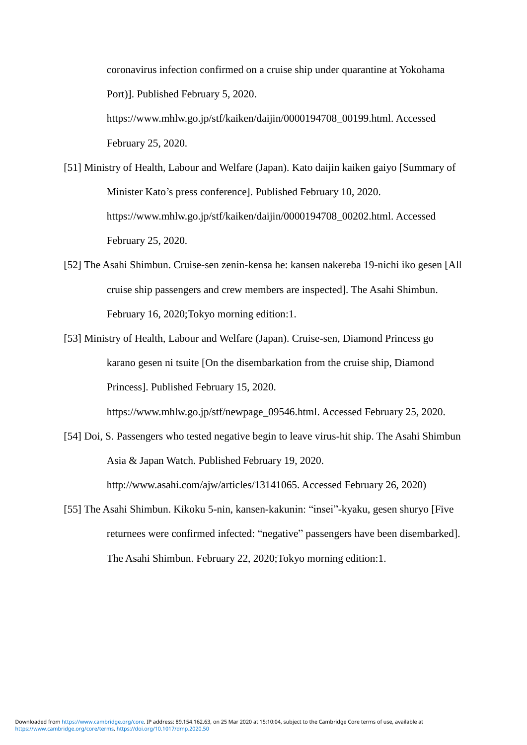coronavirus infection confirmed on a cruise ship under quarantine at Yokohama Port)]. Published February 5, 2020. https://www.mhlw.go.jp/stf/kaiken/daijin/0000194708_00199.html. Accessed February 25, 2020.

[51] Ministry of Health, Labour and Welfare (Japan). Kato daijin kaiken gaiyo [Summary of Minister Kato's press conference]. Published February 10, 2020. https://www.mhlw.go.jp/stf/kaiken/daijin/0000194708_00202.html. Accessed February 25, 2020.

[52] The Asahi Shimbun. Cruise-sen zenin-kensa he: kansen nakereba 19-nichi iko gesen [All cruise ship passengers and crew members are inspected]. The Asahi Shimbun. February 16, 2020;Tokyo morning edition:1.

[53] Ministry of Health, Labour and Welfare (Japan). Cruise-sen, Diamond Princess go karano gesen ni tsuite [On the disembarkation from the cruise ship, Diamond Princess]. Published February 15, 2020. https://www.mhlw.go.jp/stf/newpage_09546.html. Accessed February 25, 2020.

[54] Doi, S. Passengers who tested negative begin to leave virus-hit ship. The Asahi Shimbun Asia & Japan Watch. Published February 19, 2020. http://www.asahi.com/ajw/articles/13141065. Accessed February 26, 2020)

[55] The Asahi Shimbun. Kikoku 5-nin, kansen-kakunin: "insei"-kyaku, gesen shuryo [Five returnees were confirmed infected: "negative" passengers have been disembarked]. The Asahi Shimbun. February 22, 2020;Tokyo morning edition:1.